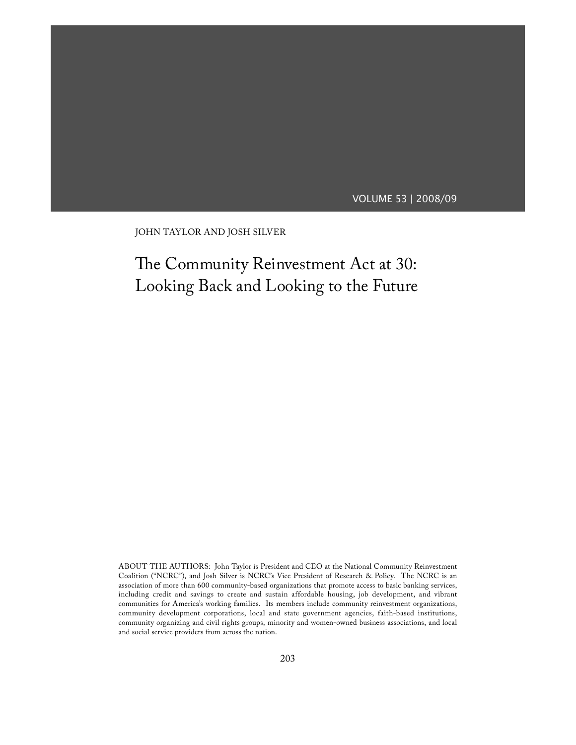JOHN TAYLOR AND JOSH SILVER

# The Community Reinvestment Act at 30: Looking Back and Looking to the Future

ABOUT THE AUTHORS: John Taylor is President and CEO at the National Community Reinvestment Coalition ("NCRC"), and Josh Silver is NCRC's Vice President of Research & Policy. The NCRC is an association of more than 600 community-based organizations that promote access to basic banking services, including credit and savings to create and sustain affordable housing, job development, and vibrant communities for America's working families. Its members include community reinvestment organizations, community development corporations, local and state government agencies, faith-based institutions, community organizing and civil rights groups, minority and women-owned business associations, and local and social service providers from across the nation.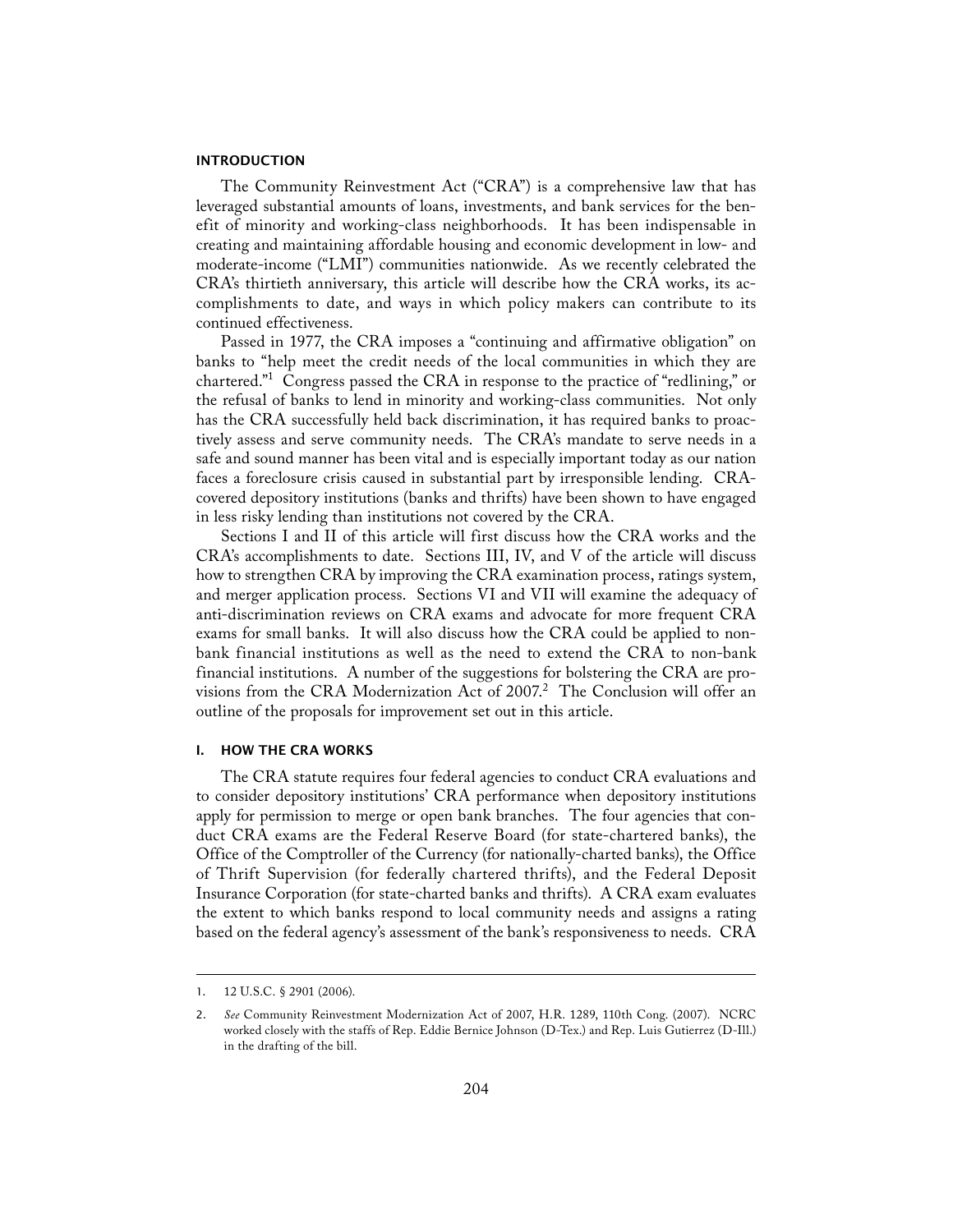## INTRODUCTION

The Community Reinvestment Act ("CRA") is a comprehensive law that has leveraged substantial amounts of loans, investments, and bank services for the benefit of minority and working-class neighborhoods. It has been indispensable in creating and maintaining affordable housing and economic development in low- and moderate-income ("LMI") communities nationwide. As we recently celebrated the CRA's thirtieth anniversary, this article will describe how the CRA works, its accomplishments to date, and ways in which policy makers can contribute to its continued effectiveness.

Passed in 1977, the CRA imposes a "continuing and affirmative obligation" on banks to "help meet the credit needs of the local communities in which they are chartered."[1] Congress passed the CRA in response to the practice of "redlining," or the refusal of banks to lend in minority and working-class communities. Not only has the CRA successfully held back discrimination, it has required banks to proactively assess and serve community needs. The CRA's mandate to serve needs in a safe and sound manner has been vital and is especially important today as our nation faces a foreclosure crisis caused in substantial part by irresponsible lending. CRA-covered depository institutions (banks and thrifts) have been shown to have engaged in less risky lending than institutions not covered by the CRA.

Sections I and II of this article will first discuss how the CRA works and the CRA's accomplishments to date. Sections III, IV, and V of the article will discuss how to strengthen CRA by improving the CRA examination process, ratings system, and merger application process. Sections VI and VII will examine the adequacy of anti-discrimination reviews on CRA exams and advocate for more frequent CRA exams for small banks. It will also discuss how the CRA could be applied to non-bank financial institutions as well as the need to extend the CRA to non-bank financial institutions. A number of the suggestions for bolstering the CRA are provisions from the CRA Modernization Act of 2007.[2] The Conclusion will offer an outline of the proposals for improvement set out in this article.

## I. HOW THE CRA WORKS

The CRA statute requires four federal agencies to conduct CRA evaluations and to consider depository institutions' CRA performance when depository institutions apply for permission to merge or open bank branches. The four agencies that conduct CRA exams are the Federal Reserve Board (for state-chartered banks), the Office of the Comptroller of the Currency (for nationally-charted banks), the Office of Thrift Supervision (for federally chartered thrifts), and the Federal Deposit Insurance Corporation (for state-charted banks and thrifts). A CRA exam evaluates the extent to which banks respond to local community needs and assigns a rating based on the federal agency's assessment of the bank's responsiveness to needs. CRA

---

1. 12 U.S.C. § 2901 (2006).

2. *See* Community Reinvestment Modernization Act of 2007, H.R. 1289, 110th Cong. (2007). NCRC worked closely with the staffs of Rep. Eddie Bernice Johnson (D-Tex.) and Rep. Luis Gutierrez (D-Ill.) in the drafting of the bill.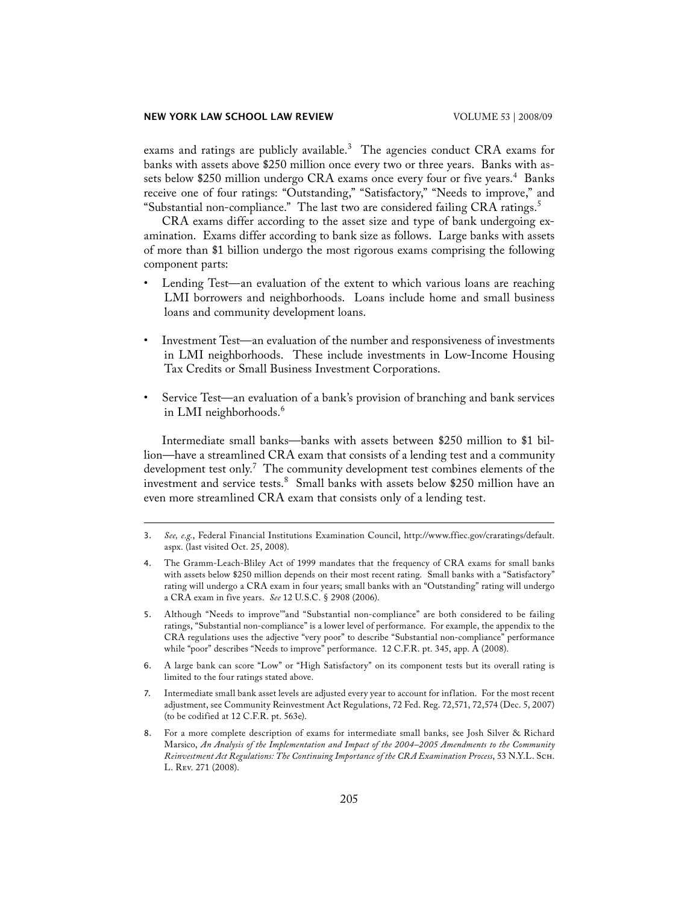exams and ratings are publicly available.[3] The agencies conduct CRA exams for banks with assets above $250 million once every two or three years. Banks with assets below $250 million undergo CRA exams once every four or five years.[4] Banks receive one of four ratings: "Outstanding," "Satisfactory," "Needs to improve," and "Substantial non-compliance." The last two are considered failing CRA ratings.[5]

CRA exams differ according to the asset size and type of bank undergoing examination. Exams differ according to bank size as follows. Large banks with assets of more than $1 billion undergo the most rigorous exams comprising the following component parts:

- Lending Test—an evaluation of the extent to which various loans are reaching LMI borrowers and neighborhoods. Loans include home and small business loans and community development loans.
- Investment Test—an evaluation of the number and responsiveness of investments in LMI neighborhoods. These include investments in Low-Income Housing Tax Credits or Small Business Investment Corporations.
- Service Test—an evaluation of a bank's provision of branching and bank services in LMI neighborhoods.[6]

Intermediate small banks—banks with assets between $250 million to $1 billion—have a streamlined CRA exam that consists of a lending test and a community development test only.[7] The community development test combines elements of the investment and service tests.[8] Small banks with assets below $250 million have an even more streamlined CRA exam that consists only of a lending test.

---

3. *See, e.g.*, Federal Financial Institutions Examination Council, http://www.ffiec.gov/craratings/default.aspx. (last visited Oct. 25, 2008).

4. The Gramm-Leach-Bliley Act of 1999 mandates that the frequency of CRA exams for small banks with assets below $250 million depends on their most recent rating. Small banks with a "Satisfactory" rating will undergo a CRA exam in four years; small banks with an "Outstanding" rating will undergo a CRA exam in five years. *See* 12 U.S.C. § 2908 (2006).

5. Although "Needs to improve"'and "Substantial non-compliance" are both considered to be failing ratings, "Substantial non-compliance" is a lower level of performance. For example, the appendix to the CRA regulations uses the adjective "very poor" to describe "Substantial non-compliance" performance while "poor" describes "Needs to improve" performance. 12 C.F.R. pt. 345, app. A (2008).

6. A large bank can score "Low" or "High Satisfactory" on its component tests but its overall rating is limited to the four ratings stated above.

7. Intermediate small bank asset levels are adjusted every year to account for inflation. For the most recent adjustment, see Community Reinvestment Act Regulations, 72 Fed. Reg. 72,571, 72,574 (Dec. 5, 2007) (to be codified at 12 C.F.R. pt. 563e).

8. For a more complete description of exams for intermediate small banks, see Josh Silver & Richard Marsico, *An Analysis of the Implementation and Impact of the 2004–2005 Amendments to the Community Reinvestment Act Regulations: The Continuing Importance of the CRA Examination Process*, 53 N.Y.L. Sch. L. Rev. 271 (2008).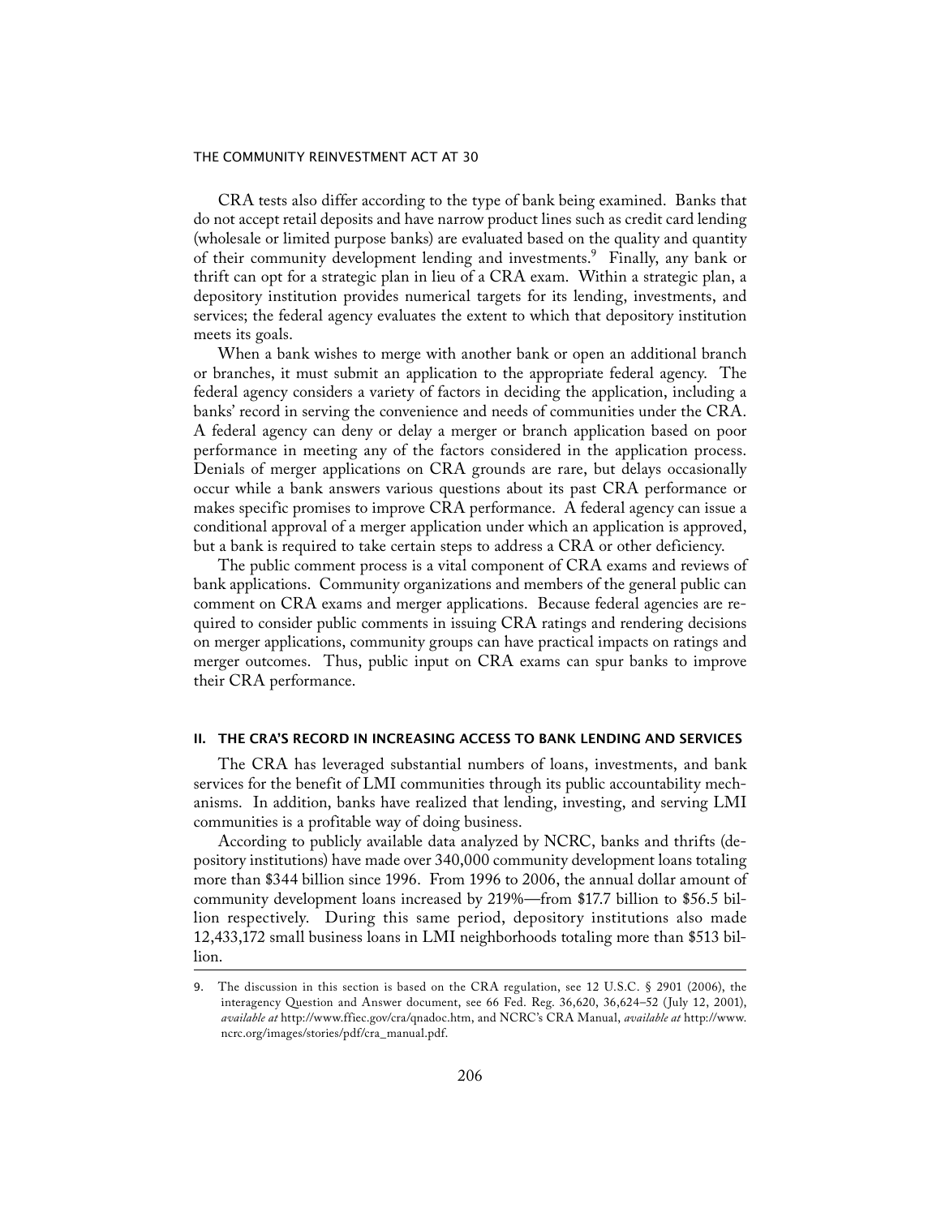CRA tests also differ according to the type of bank being examined. Banks that do not accept retail deposits and have narrow product lines such as credit card lending (wholesale or limited purpose banks) are evaluated based on the quality and quantity of their community development lending and investments.[9] Finally, any bank or thrift can opt for a strategic plan in lieu of a CRA exam. Within a strategic plan, a depository institution provides numerical targets for its lending, investments, and services; the federal agency evaluates the extent to which that depository institution meets its goals.

When a bank wishes to merge with another bank or open an additional branch or branches, it must submit an application to the appropriate federal agency. The federal agency considers a variety of factors in deciding the application, including a banks' record in serving the convenience and needs of communities under the CRA. A federal agency can deny or delay a merger or branch application based on poor performance in meeting any of the factors considered in the application process. Denials of merger applications on CRA grounds are rare, but delays occasionally occur while a bank answers various questions about its past CRA performance or makes specific promises to improve CRA performance. A federal agency can issue a conditional approval of a merger application under which an application is approved, but a bank is required to take certain steps to address a CRA or other deficiency.

The public comment process is a vital component of CRA exams and reviews of bank applications. Community organizations and members of the general public can comment on CRA exams and merger applications. Because federal agencies are required to consider public comments in issuing CRA ratings and rendering decisions on merger applications, community groups can have practical impacts on ratings and merger outcomes. Thus, public input on CRA exams can spur banks to improve their CRA performance.

## II. THE CRA'S RECORD IN INCREASING ACCESS TO BANK LENDING AND SERVICES

The CRA has leveraged substantial numbers of loans, investments, and bank services for the benefit of LMI communities through its public accountability mechanisms. In addition, banks have realized that lending, investing, and serving LMI communities is a profitable way of doing business.

According to publicly available data analyzed by NCRC, banks and thrifts (depository institutions) have made over 340,000 community development loans totaling more than $344 billion since 1996. From 1996 to 2006, the annual dollar amount of community development loans increased by 219%—from $17.7 billion to $56.5 billion respectively. During this same period, depository institutions also made 12,433,172 small business loans in LMI neighborhoods totaling more than $513 billion.

---

9. The discussion in this section is based on the CRA regulation, see 12 U.S.C. § 2901 (2006), the interagency Question and Answer document, see 66 Fed. Reg. 36,620, 36,624–52 (July 12, 2001), *available at* http://www.ffiec.gov/cra/qnadoc.htm, and NCRC's CRA Manual, *available at* http://www.ncrc.org/images/stories/pdf/cra_manual.pdf.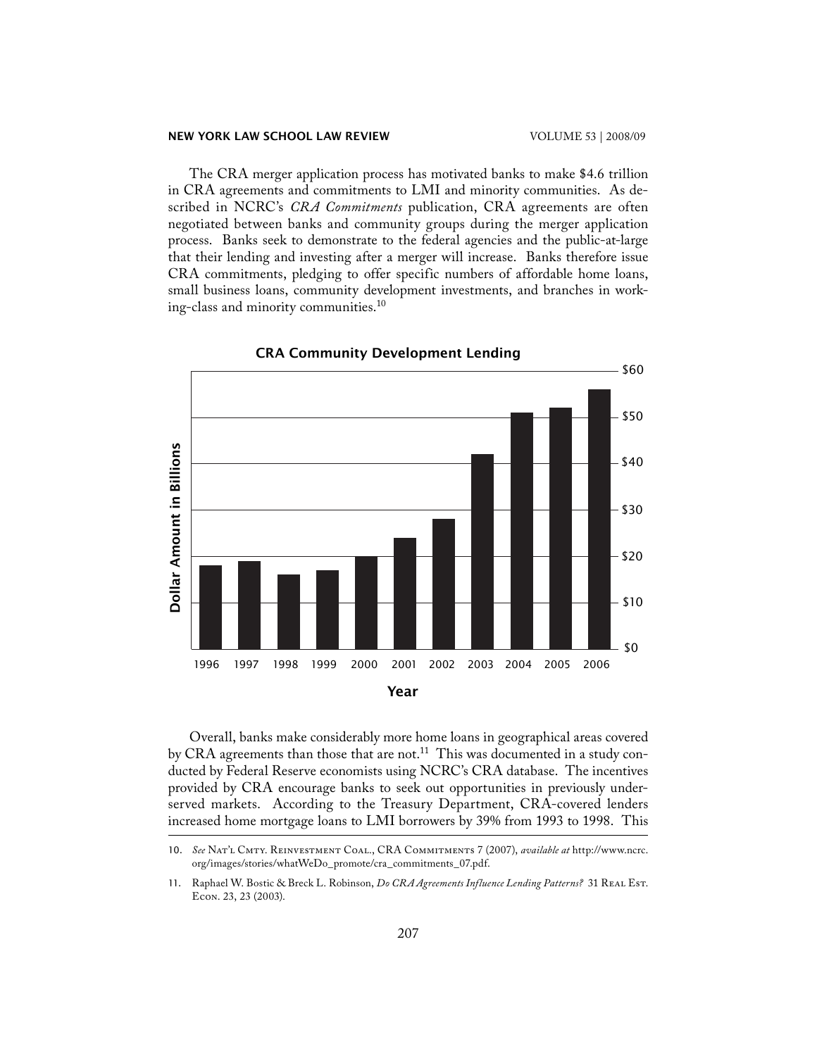The CRA merger application process has motivated banks to make $4.6 trillion in CRA agreements and commitments to LMI and minority communities. As described in NCRC's *CRA Commitments* publication, CRA agreements are often negotiated between banks and community groups during the merger application process. Banks seek to demonstrate to the federal agencies and the public-at-large that their lending and investing after a merger will increase. Banks therefore issue CRA commitments, pledging to offer specific numbers of affordable home loans, small business loans, community development investments, and branches in working-class and minority communities.[10]

**CRA Community Development Lending**

Overall, banks make considerably more home loans in geographical areas covered by CRA agreements than those that are not.[11] This was documented in a study conducted by Federal Reserve economists using NCRC's CRA database. The incentives provided by CRA encourage banks to seek out opportunities in previously underserved markets. According to the Treasury Department, CRA-covered lenders increased home mortgage loans to LMI borrowers by 39% from 1993 to 1998. This

10. *See* Nat'l Cmty. Reinvestment Coal., CRA Commitments 7 (2007), *available at* http://www.ncrc.org/images/stories/whatWeDo_promote/cra_commitments_07.pdf.

11. Raphael W. Bostic & Breck L. Robinson, *Do CRA Agreements Influence Lending Patterns?* 31 Real Est. Econ. 23, 23 (2003).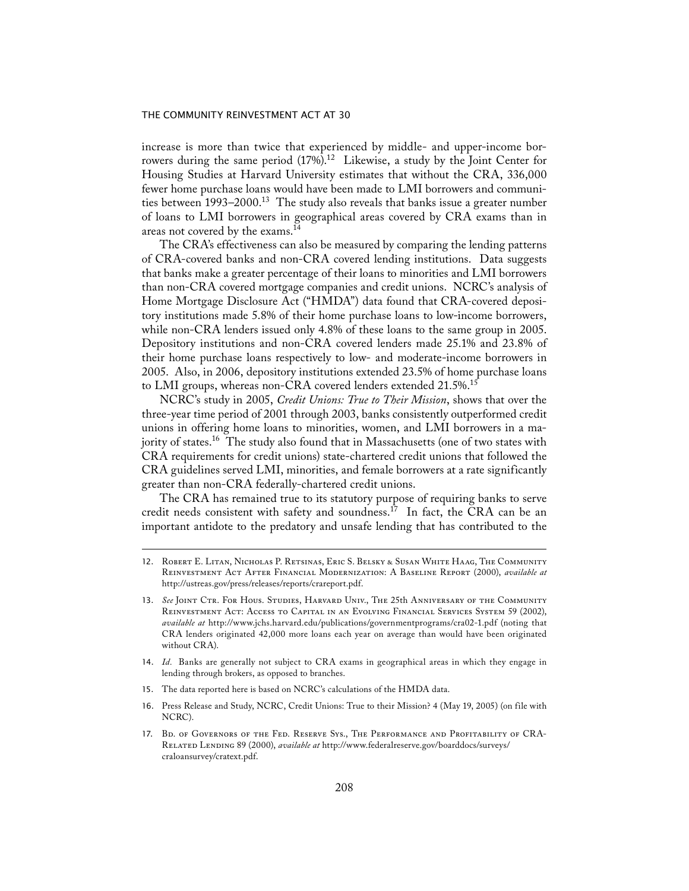increase is more than twice that experienced by middle- and upper-income borrowers during the same period (17%).[12] Likewise, a study by the Joint Center for Housing Studies at Harvard University estimates that without the CRA, 336,000 fewer home purchase loans would have been made to LMI borrowers and communities between 1993–2000.[13] The study also reveals that banks issue a greater number of loans to LMI borrowers in geographical areas covered by CRA exams than in areas not covered by the exams.[14]

The CRA's effectiveness can also be measured by comparing the lending patterns of CRA-covered banks and non-CRA covered lending institutions. Data suggests that banks make a greater percentage of their loans to minorities and LMI borrowers than non-CRA covered mortgage companies and credit unions. NCRC's analysis of Home Mortgage Disclosure Act ("HMDA") data found that CRA-covered depository institutions made 5.8% of their home purchase loans to low-income borrowers, while non-CRA lenders issued only 4.8% of these loans to the same group in 2005. Depository institutions and non-CRA covered lenders made 25.1% and 23.8% of their home purchase loans respectively to low- and moderate-income borrowers in 2005. Also, in 2006, depository institutions extended 23.5% of home purchase loans to LMI groups, whereas non-CRA covered lenders extended 21.5%.[15]

NCRC's study in 2005, *Credit Unions: True to Their Mission*, shows that over the three-year time period of 2001 through 2003, banks consistently outperformed credit unions in offering home loans to minorities, women, and LMI borrowers in a majority of states.[16] The study also found that in Massachusetts (one of two states with CRA requirements for credit unions) state-chartered credit unions that followed the CRA guidelines served LMI, minorities, and female borrowers at a rate significantly greater than non-CRA federally-chartered credit unions.

The CRA has remained true to its statutory purpose of requiring banks to serve credit needs consistent with safety and soundness.[17] In fact, the CRA can be an important antidote to the predatory and unsafe lending that has contributed to the

---

12. Robert E. Litan, Nicholas P. Retsinas, Eric S. Belsky & Susan White Haag, The Community Reinvestment Act After Financial Modernization: A Baseline Report (2000), *available at* http://ustreas.gov/press/releases/reports/crareport.pdf.

13. *See* Joint Ctr. For Hous. Studies, Harvard Univ., The 25th Anniversary of the Community Reinvestment Act: Access to Capital in an Evolving Financial Services System 59 (2002), *available at* http://www.jchs.harvard.edu/publications/governmentprograms/cra02-1.pdf (noting that CRA lenders originated 42,000 more loans each year on average than would have been originated without CRA).

14. *Id.* Banks are generally not subject to CRA exams in geographical areas in which they engage in lending through brokers, as opposed to branches.

15. The data reported here is based on NCRC's calculations of the HMDA data.

16. Press Release and Study, NCRC, Credit Unions: True to their Mission? 4 (May 19, 2005) (on file with NCRC).

17. Bd. of Governors of the Fed. Reserve Sys., The Performance and Profitability of CRA-Related Lending 89 (2000), *available at* http://www.federalreserve.gov/boarddocs/surveys/craloansurvey/cratext.pdf.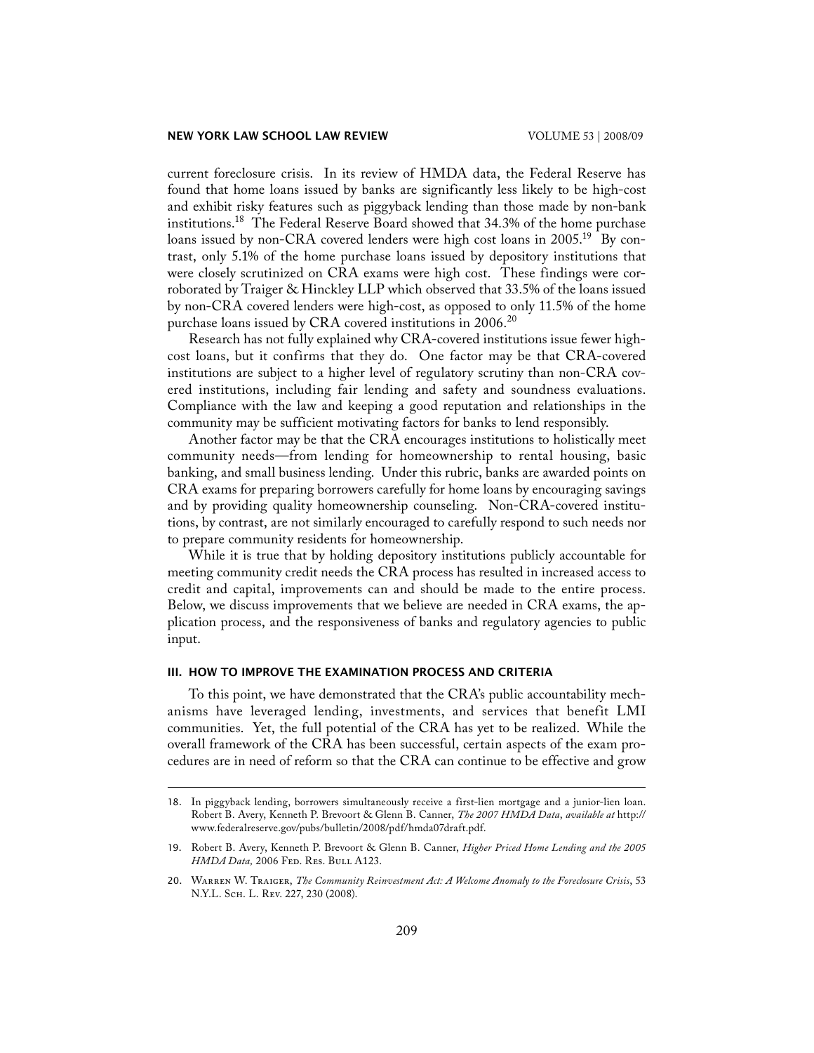current foreclosure crisis. In its review of HMDA data, the Federal Reserve has found that home loans issued by banks are significantly less likely to be high-cost and exhibit risky features such as piggyback lending than those made by non-bank institutions.[18] The Federal Reserve Board showed that 34.3% of the home purchase loans issued by non-CRA covered lenders were high cost loans in 2005.[19] By contrast, only 5.1% of the home purchase loans issued by depository institutions that were closely scrutinized on CRA exams were high cost. These findings were corroborated by Traiger & Hinckley LLP which observed that 33.5% of the loans issued by non-CRA covered lenders were high-cost, as opposed to only 11.5% of the home purchase loans issued by CRA covered institutions in 2006.[20]

Research has not fully explained why CRA-covered institutions issue fewer high-cost loans, but it confirms that they do. One factor may be that CRA-covered institutions are subject to a higher level of regulatory scrutiny than non-CRA covered institutions, including fair lending and safety and soundness evaluations. Compliance with the law and keeping a good reputation and relationships in the community may be sufficient motivating factors for banks to lend responsibly.

Another factor may be that the CRA encourages institutions to holistically meet community needs—from lending for homeownership to rental housing, basic banking, and small business lending. Under this rubric, banks are awarded points on CRA exams for preparing borrowers carefully for home loans by encouraging savings and by providing quality homeownership counseling. Non-CRA-covered institutions, by contrast, are not similarly encouraged to carefully respond to such needs nor to prepare community residents for homeownership.

While it is true that by holding depository institutions publicly accountable for meeting community credit needs the CRA process has resulted in increased access to credit and capital, improvements can and should be made to the entire process. Below, we discuss improvements that we believe are needed in CRA exams, the application process, and the responsiveness of banks and regulatory agencies to public input.

## III. HOW TO IMPROVE THE EXAMINATION PROCESS AND CRITERIA

To this point, we have demonstrated that the CRA's public accountability mechanisms have leveraged lending, investments, and services that benefit LMI communities. Yet, the full potential of the CRA has yet to be realized. While the overall framework of the CRA has been successful, certain aspects of the exam procedures are in need of reform so that the CRA can continue to be effective and grow

---

18. In piggyback lending, borrowers simultaneously receive a first-lien mortgage and a junior-lien loan. Robert B. Avery, Kenneth P. Brevoort & Glenn B. Canner, *The 2007 HMDA Data*, *available at* http://www.federalreserve.gov/pubs/bulletin/2008/pdf/hmda07draft.pdf.

19. Robert B. Avery, Kenneth P. Brevoort & Glenn B. Canner, *Higher Priced Home Lending and the 2005 HMDA Data,* 2006 Fed. Res. Bull A123.

20. Warren W. Traiger, *The Community Reinvestment Act: A Welcome Anomaly to the Foreclosure Crisis*, 53 N.Y.L. Sch. L. Rev. 227, 230 (2008).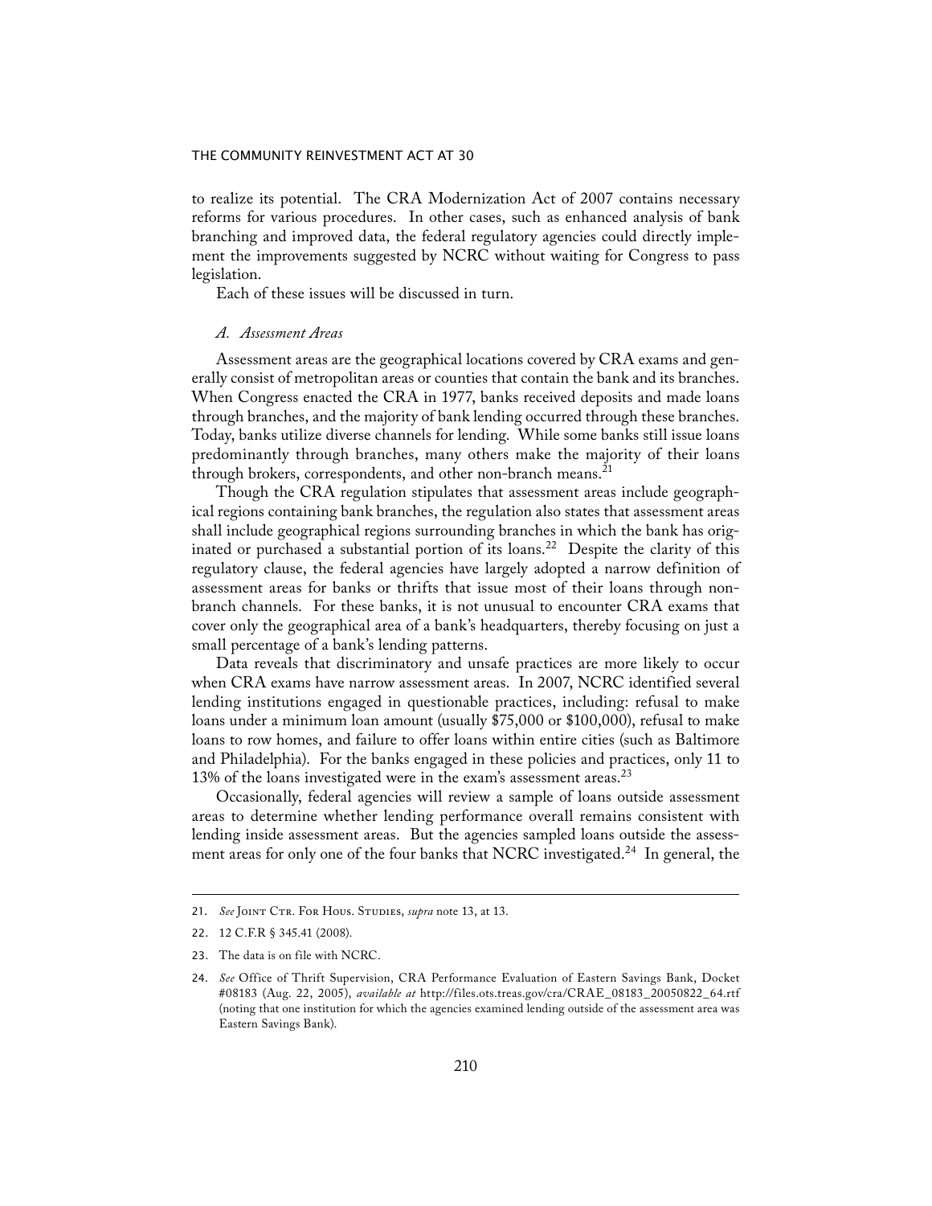to realize its potential. The CRA Modernization Act of 2007 contains necessary reforms for various procedures. In other cases, such as enhanced analysis of bank branching and improved data, the federal regulatory agencies could directly implement the improvements suggested by NCRC without waiting for Congress to pass legislation.

Each of these issues will be discussed in turn.

### *A. Assessment Areas*

Assessment areas are the geographical locations covered by CRA exams and generally consist of metropolitan areas or counties that contain the bank and its branches. When Congress enacted the CRA in 1977, banks received deposits and made loans through branches, and the majority of bank lending occurred through these branches. Today, banks utilize diverse channels for lending. While some banks still issue loans predominantly through branches, many others make the majority of their loans through brokers, correspondents, and other non-branch means.[21]

Though the CRA regulation stipulates that assessment areas include geographical regions containing bank branches, the regulation also states that assessment areas shall include geographical regions surrounding branches in which the bank has originated or purchased a substantial portion of its loans.[22] Despite the clarity of this regulatory clause, the federal agencies have largely adopted a narrow definition of assessment areas for banks or thrifts that issue most of their loans through non-branch channels. For these banks, it is not unusual to encounter CRA exams that cover only the geographical area of a bank's headquarters, thereby focusing on just a small percentage of a bank's lending patterns.

Data reveals that discriminatory and unsafe practices are more likely to occur when CRA exams have narrow assessment areas. In 2007, NCRC identified several lending institutions engaged in questionable practices, including: refusal to make loans under a minimum loan amount (usually $75,000 or $100,000), refusal to make loans to row homes, and failure to offer loans within entire cities (such as Baltimore and Philadelphia). For the banks engaged in these policies and practices, only 11 to 13% of the loans investigated were in the exam's assessment areas.[23]

Occasionally, federal agencies will review a sample of loans outside assessment areas to determine whether lending performance overall remains consistent with lending inside assessment areas. But the agencies sampled loans outside the assessment areas for only one of the four banks that NCRC investigated.[24] In general, the

---

21. *See* Joint Ctr. For Hous. Studies, *supra* note 13, at 13.

22. 12 C.F.R § 345.41 (2008).

23. The data is on file with NCRC.

24. *See* Office of Thrift Supervision, CRA Performance Evaluation of Eastern Savings Bank, Docket #08183 (Aug. 22, 2005), *available at* http://files.ots.treas.gov/cra/CRAE_08183_20050822_64.rtf (noting that one institution for which the agencies examined lending outside of the assessment area was Eastern Savings Bank).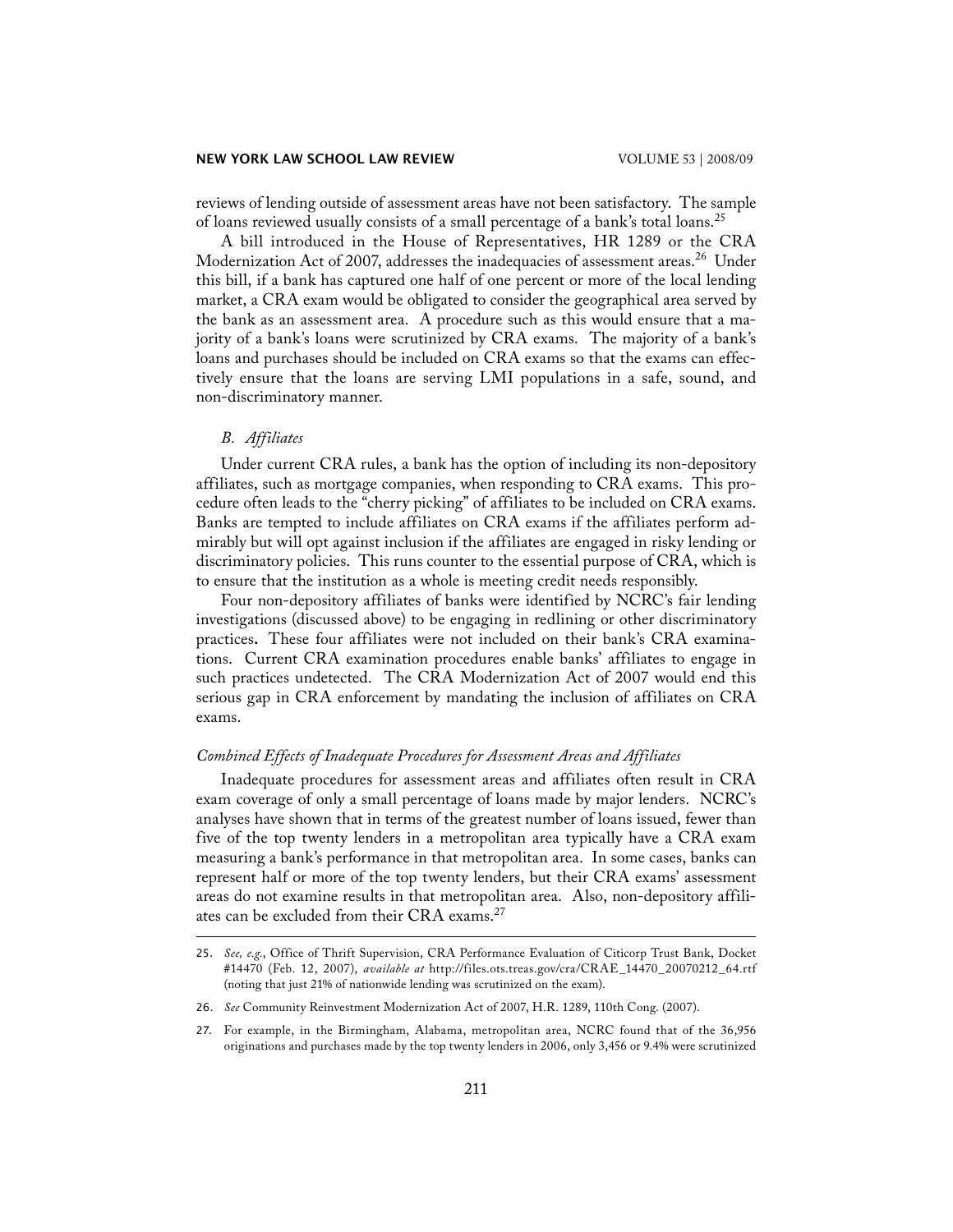reviews of lending outside of assessment areas have not been satisfactory. The sample of loans reviewed usually consists of a small percentage of a bank's total loans.[25]

A bill introduced in the House of Representatives, HR 1289 or the CRA Modernization Act of 2007, addresses the inadequacies of assessment areas.[26] Under this bill, if a bank has captured one half of one percent or more of the local lending market, a CRA exam would be obligated to consider the geographical area served by the bank as an assessment area. A procedure such as this would ensure that a majority of a bank's loans were scrutinized by CRA exams. The majority of a bank's loans and purchases should be included on CRA exams so that the exams can effectively ensure that the loans are serving LMI populations in a safe, sound, and non-discriminatory manner.

### *B. Affiliates*

Under current CRA rules, a bank has the option of including its non-depository affiliates, such as mortgage companies, when responding to CRA exams. This procedure often leads to the "cherry picking" of affiliates to be included on CRA exams. Banks are tempted to include affiliates on CRA exams if the affiliates perform admirably but will opt against inclusion if the affiliates are engaged in risky lending or discriminatory policies. This runs counter to the essential purpose of CRA, which is to ensure that the institution as a whole is meeting credit needs responsibly.

Four non-depository affiliates of banks were identified by NCRC's fair lending investigations (discussed above) to be engaging in redlining or other discriminatory practices. These four affiliates were not included on their bank's CRA examinations. Current CRA examination procedures enable banks' affiliates to engage in such practices undetected. The CRA Modernization Act of 2007 would end this serious gap in CRA enforcement by mandating the inclusion of affiliates on CRA exams.

### *Combined Effects of Inadequate Procedures for Assessment Areas and Affiliates*

Inadequate procedures for assessment areas and affiliates often result in CRA exam coverage of only a small percentage of loans made by major lenders. NCRC's analyses have shown that in terms of the greatest number of loans issued, fewer than five of the top twenty lenders in a metropolitan area typically have a CRA exam measuring a bank's performance in that metropolitan area. In some cases, banks can represent half or more of the top twenty lenders, but their CRA exams' assessment areas do not examine results in that metropolitan area. Also, non-depository affiliates can be excluded from their CRA exams.[27]

---

25. *See, e.g.*, Office of Thrift Supervision, CRA Performance Evaluation of Citicorp Trust Bank, Docket #14470 (Feb. 12, 2007), *available at* http://files.ots.treas.gov/cra/CRAE_14470_20070212_64.rtf (noting that just 21% of nationwide lending was scrutinized on the exam).

26. *See* Community Reinvestment Modernization Act of 2007, H.R. 1289, 110th Cong. (2007).

27. For example, in the Birmingham, Alabama, metropolitan area, NCRC found that of the 36,956 originations and purchases made by the top twenty lenders in 2006, only 3,456 or 9.4% were scrutinized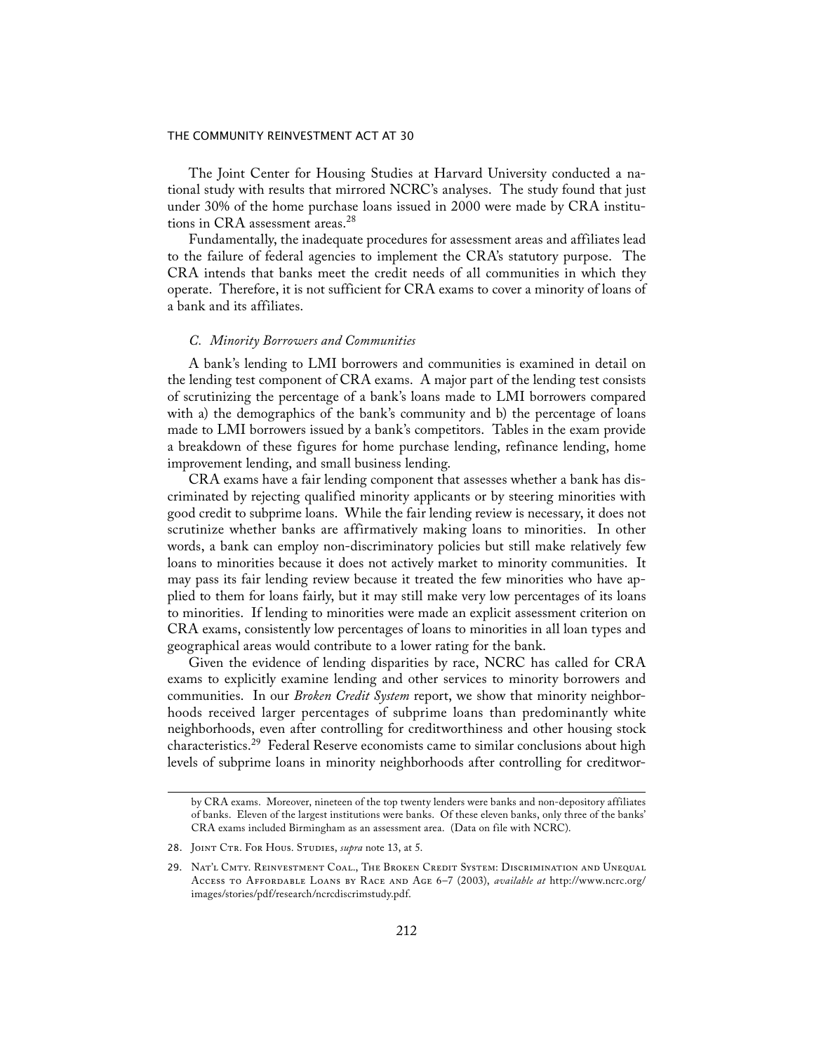The Joint Center for Housing Studies at Harvard University conducted a national study with results that mirrored NCRC's analyses. The study found that just under 30% of the home purchase loans issued in 2000 were made by CRA institutions in CRA assessment areas.[28]

Fundamentally, the inadequate procedures for assessment areas and affiliates lead to the failure of federal agencies to implement the CRA's statutory purpose. The CRA intends that banks meet the credit needs of all communities in which they operate. Therefore, it is not sufficient for CRA exams to cover a minority of loans of a bank and its affiliates.

### *C. Minority Borrowers and Communities*

A bank's lending to LMI borrowers and communities is examined in detail on the lending test component of CRA exams. A major part of the lending test consists of scrutinizing the percentage of a bank's loans made to LMI borrowers compared with a) the demographics of the bank's community and b) the percentage of loans made to LMI borrowers issued by a bank's competitors. Tables in the exam provide a breakdown of these figures for home purchase lending, refinance lending, home improvement lending, and small business lending.

CRA exams have a fair lending component that assesses whether a bank has discriminated by rejecting qualified minority applicants or by steering minorities with good credit to subprime loans. While the fair lending review is necessary, it does not scrutinize whether banks are affirmatively making loans to minorities. In other words, a bank can employ non-discriminatory policies but still make relatively few loans to minorities because it does not actively market to minority communities. It may pass its fair lending review because it treated the few minorities who have applied to them for loans fairly, but it may still make very low percentages of its loans to minorities. If lending to minorities were made an explicit assessment criterion on CRA exams, consistently low percentages of loans to minorities in all loan types and geographical areas would contribute to a lower rating for the bank.

Given the evidence of lending disparities by race, NCRC has called for CRA exams to explicitly examine lending and other services to minority borrowers and communities. In our *Broken Credit System* report, we show that minority neighborhoods received larger percentages of subprime loans than predominantly white neighborhoods, even after controlling for creditworthiness and other housing stock characteristics.[29] Federal Reserve economists came to similar conclusions about high levels of subprime loans in minority neighborhoods after controlling for creditwor-

---

by CRA exams. Moreover, nineteen of the top twenty lenders were banks and non-depository affiliates of banks. Eleven of the largest institutions were banks. Of these eleven banks, only three of the banks' CRA exams included Birmingham as an assessment area. (Data on file with NCRC).

28. Joint Ctr. For Hous. Studies, *supra* note 13, at 5.

29. Nat'l Cmty. Reinvestment Coal., The Broken Credit System: Discrimination and Unequal Access to Affordable Loans by Race and Age 6–7 (2003), *available at* http://www.ncrc.org/images/stories/pdf/research/ncrcdiscrimstudy.pdf.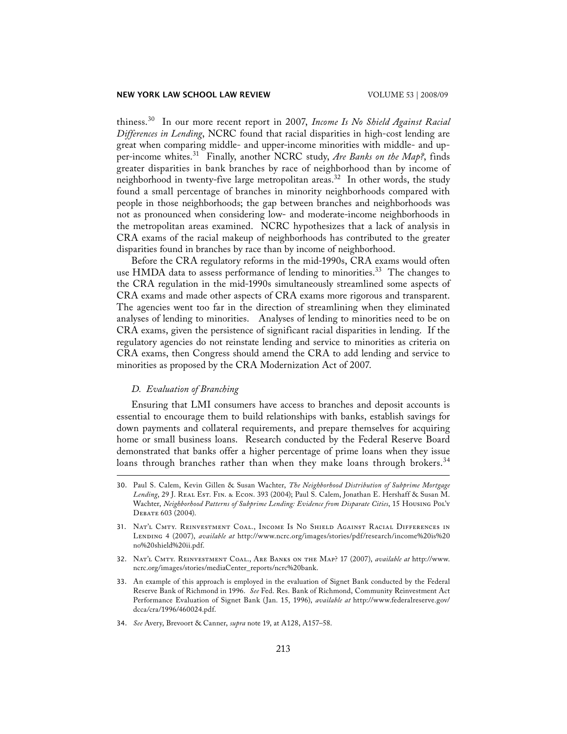thiness.[30] In our more recent report in 2007, *Income Is No Shield Against Racial Differences in Lending*, NCRC found that racial disparities in high-cost lending are great when comparing middle- and upper-income minorities with middle- and upper-income whites.[31] Finally, another NCRC study, *Are Banks on the Map?*, finds greater disparities in bank branches by race of neighborhood than by income of neighborhood in twenty-five large metropolitan areas.[32] In other words, the study found a small percentage of branches in minority neighborhoods compared with people in those neighborhoods; the gap between branches and neighborhoods was not as pronounced when considering low- and moderate-income neighborhoods in the metropolitan areas examined. NCRC hypothesizes that a lack of analysis in CRA exams of the racial makeup of neighborhoods has contributed to the greater disparities found in branches by race than by income of neighborhood.

Before the CRA regulatory reforms in the mid-1990s, CRA exams would often use HMDA data to assess performance of lending to minorities.[33] The changes to the CRA regulation in the mid-1990s simultaneously streamlined some aspects of CRA exams and made other aspects of CRA exams more rigorous and transparent. The agencies went too far in the direction of streamlining when they eliminated analyses of lending to minorities. Analyses of lending to minorities need to be on CRA exams, given the persistence of significant racial disparities in lending. If the regulatory agencies do not reinstate lending and service to minorities as criteria on CRA exams, then Congress should amend the CRA to add lending and service to minorities as proposed by the CRA Modernization Act of 2007.

### *D. Evaluation of Branching*

Ensuring that LMI consumers have access to branches and deposit accounts is essential to encourage them to build relationships with banks, establish savings for down payments and collateral requirements, and prepare themselves for acquiring home or small business loans. Research conducted by the Federal Reserve Board demonstrated that banks offer a higher percentage of prime loans when they issue loans through branches rather than when they make loans through brokers.[34]

---

30. Paul S. Calem, Kevin Gillen & Susan Wachter, *The Neighborhood Distribution of Subprime Mortgage Lending*, 29 J. Real Est. Fin. & Econ. 393 (2004); Paul S. Calem, Jonathan E. Hershaff & Susan M. Wachter, *Neighborhood Patterns of Subprime Lending: Evidence from Disparate Cities*, 15 Housing Pol'y Debate 603 (2004).

31. Nat'l Cmty. Reinvestment Coal., Income Is No Shield Against Racial Differences in Lending 4 (2007), *available at* http://www.ncrc.org/images/stories/pdf/research/income%20is%20no%20shield%20ii.pdf.

32. Nat'l Cmty. Reinvestment Coal., Are Banks on the Map? 17 (2007), *available at* http://www.ncrc.org/images/stories/mediaCenter_reports/ncrc%20bank.

33. An example of this approach is employed in the evaluation of Signet Bank conducted by the Federal Reserve Bank of Richmond in 1996. *See* Fed. Res. Bank of Richmond, Community Reinvestment Act Performance Evaluation of Signet Bank (Jan. 15, 1996), *available at* http://www.federalreserve.gov/dcca/cra/1996/460024.pdf.

34. *See* Avery, Brevoort & Canner, *supra* note 19, at A128, A157–58.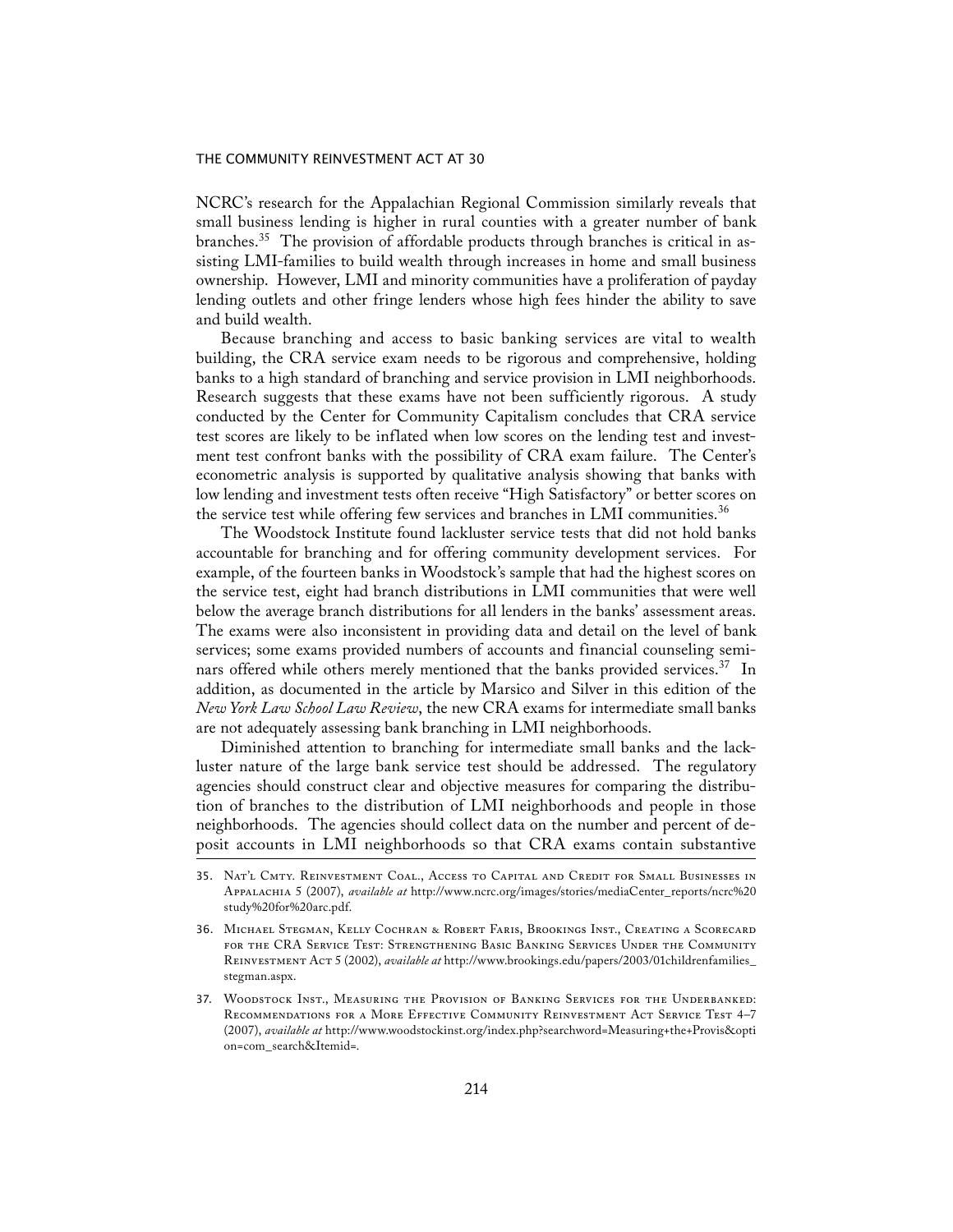NCRC's research for the Appalachian Regional Commission similarly reveals that small business lending is higher in rural counties with a greater number of bank branches.[35] The provision of affordable products through branches is critical in assisting LMI-families to build wealth through increases in home and small business ownership. However, LMI and minority communities have a proliferation of payday lending outlets and other fringe lenders whose high fees hinder the ability to save and build wealth.

Because branching and access to basic banking services are vital to wealth building, the CRA service exam needs to be rigorous and comprehensive, holding banks to a high standard of branching and service provision in LMI neighborhoods. Research suggests that these exams have not been sufficiently rigorous. A study conducted by the Center for Community Capitalism concludes that CRA service test scores are likely to be inflated when low scores on the lending test and investment test confront banks with the possibility of CRA exam failure. The Center's econometric analysis is supported by qualitative analysis showing that banks with low lending and investment tests often receive "High Satisfactory" or better scores on the service test while offering few services and branches in LMI communities.[36]

The Woodstock Institute found lackluster service tests that did not hold banks accountable for branching and for offering community development services. For example, of the fourteen banks in Woodstock's sample that had the highest scores on the service test, eight had branch distributions in LMI communities that were well below the average branch distributions for all lenders in the banks' assessment areas. The exams were also inconsistent in providing data and detail on the level of bank services; some exams provided numbers of accounts and financial counseling seminars offered while others merely mentioned that the banks provided services.[37] In addition, as documented in the article by Marsico and Silver in this edition of the *New York Law School Law Review*, the new CRA exams for intermediate small banks are not adequately assessing bank branching in LMI neighborhoods.

Diminished attention to branching for intermediate small banks and the lackluster nature of the large bank service test should be addressed. The regulatory agencies should construct clear and objective measures for comparing the distribution of branches to the distribution of LMI neighborhoods and people in those neighborhoods. The agencies should collect data on the number and percent of deposit accounts in LMI neighborhoods so that CRA exams contain substantive

---

35. Nat'l Cmty. Reinvestment Coal., Access to Capital and Credit for Small Businesses in Appalachia 5 (2007), *available at* http://www.ncrc.org/images/stories/mediaCenter_reports/ncrc%20study%20for%20arc.pdf.

36. Michael Stegman, Kelly Cochran & Robert Faris, Brookings Inst., Creating a Scorecard for the CRA Service Test: Strengthening Basic Banking Services Under the Community Reinvestment Act 5 (2002), *available at* http://www.brookings.edu/papers/2003/01childrenfamilies_stegman.aspx.

37. Woodstock Inst., Measuring the Provision of Banking Services for the Underbanked: Recommendations for a More Effective Community Reinvestment Act Service Test 4–7 (2007), *available at* http://www.woodstockinst.org/index.php?searchword=Measuring+the+Provis&option=com_search&Itemid=.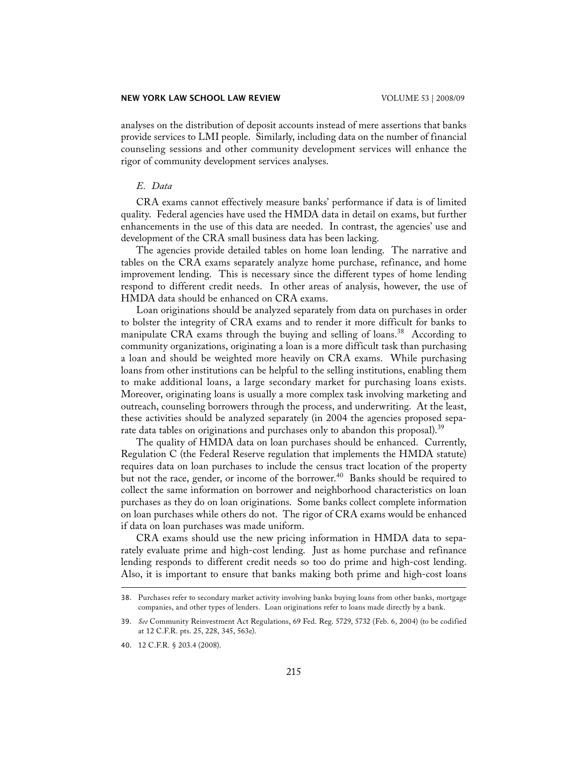analyses on the distribution of deposit accounts instead of mere assertions that banks provide services to LMI people. Similarly, including data on the number of financial counseling sessions and other community development services will enhance the rigor of community development services analyses.

### *E. Data*

CRA exams cannot effectively measure banks' performance if data is of limited quality. Federal agencies have used the HMDA data in detail on exams, but further enhancements in the use of this data are needed. In contrast, the agencies' use and development of the CRA small business data has been lacking.

The agencies provide detailed tables on home loan lending. The narrative and tables on the CRA exams separately analyze home purchase, refinance, and home improvement lending. This is necessary since the different types of home lending respond to different credit needs. In other areas of analysis, however, the use of HMDA data should be enhanced on CRA exams.

Loan originations should be analyzed separately from data on purchases in order to bolster the integrity of CRA exams and to render it more difficult for banks to manipulate CRA exams through the buying and selling of loans.[38] According to community organizations, originating a loan is a more difficult task than purchasing a loan and should be weighted more heavily on CRA exams. While purchasing loans from other institutions can be helpful to the selling institutions, enabling them to make additional loans, a large secondary market for purchasing loans exists. Moreover, originating loans is usually a more complex task involving marketing and outreach, counseling borrowers through the process, and underwriting. At the least, these activities should be analyzed separately (in 2004 the agencies proposed separate data tables on originations and purchases only to abandon this proposal).[39]

The quality of HMDA data on loan purchases should be enhanced. Currently, Regulation C (the Federal Reserve regulation that implements the HMDA statute) requires data on loan purchases to include the census tract location of the property but not the race, gender, or income of the borrower.[40] Banks should be required to collect the same information on borrower and neighborhood characteristics on loan purchases as they do on loan originations. Some banks collect complete information on loan purchases while others do not. The rigor of CRA exams would be enhanced if data on loan purchases was made uniform.

CRA exams should use the new pricing information in HMDA data to separately evaluate prime and high-cost lending. Just as home purchase and refinance lending responds to different credit needs so too do prime and high-cost lending. Also, it is important to ensure that banks making both prime and high-cost loans

---

38. Purchases refer to secondary market activity involving banks buying loans from other banks, mortgage companies, and other types of lenders. Loan originations refer to loans made directly by a bank.

39. *See* Community Reinvestment Act Regulations, 69 Fed. Reg. 5729, 5732 (Feb. 6, 2004) (to be codified at 12 C.F.R. pts. 25, 228, 345, 563e).

40. 12 C.F.R. § 203.4 (2008).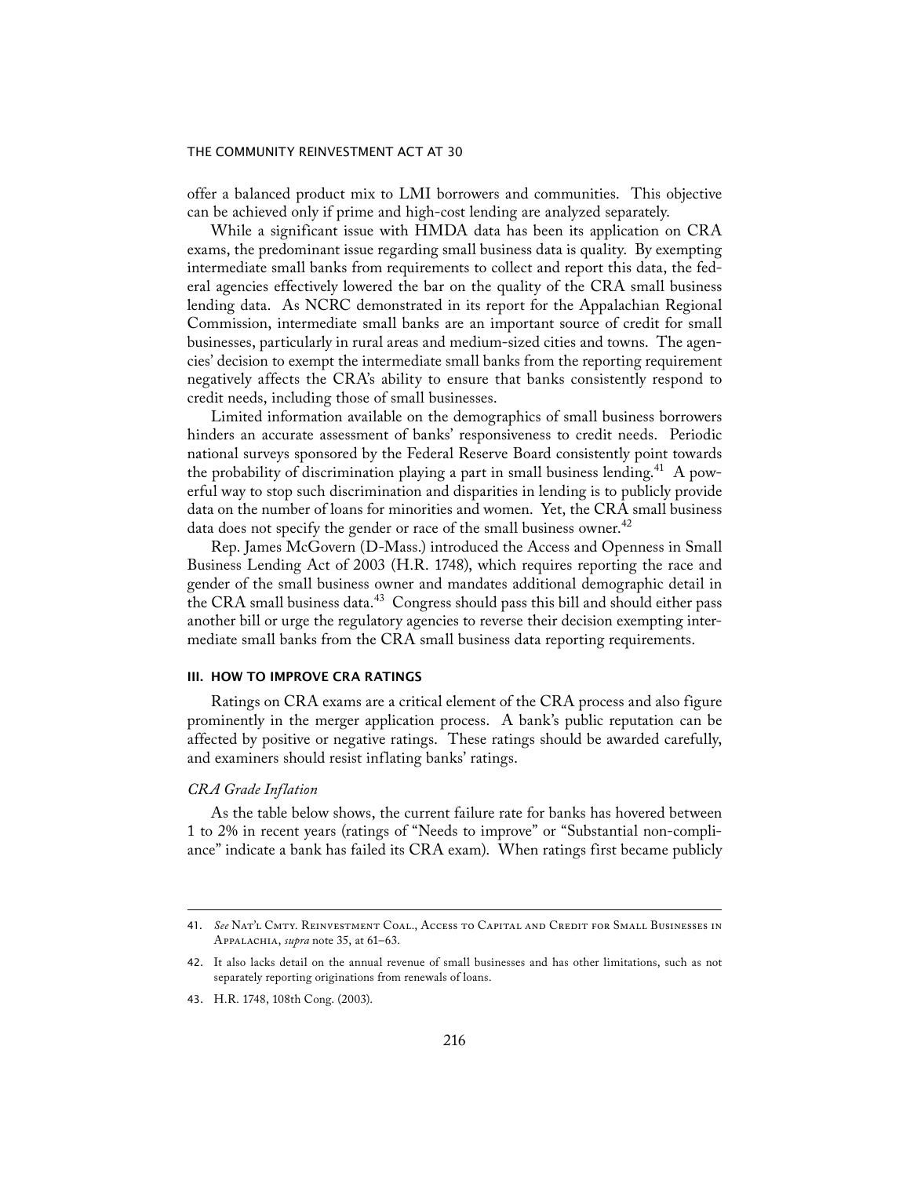offer a balanced product mix to LMI borrowers and communities. This objective can be achieved only if prime and high-cost lending are analyzed separately.

While a significant issue with HMDA data has been its application on CRA exams, the predominant issue regarding small business data is quality. By exempting intermediate small banks from requirements to collect and report this data, the federal agencies effectively lowered the bar on the quality of the CRA small business lending data. As NCRC demonstrated in its report for the Appalachian Regional Commission, intermediate small banks are an important source of credit for small businesses, particularly in rural areas and medium-sized cities and towns. The agencies' decision to exempt the intermediate small banks from the reporting requirement negatively affects the CRA's ability to ensure that banks consistently respond to credit needs, including those of small businesses.

Limited information available on the demographics of small business borrowers hinders an accurate assessment of banks' responsiveness to credit needs. Periodic national surveys sponsored by the Federal Reserve Board consistently point towards the probability of discrimination playing a part in small business lending.[41] A powerful way to stop such discrimination and disparities in lending is to publicly provide data on the number of loans for minorities and women. Yet, the CRA small business data does not specify the gender or race of the small business owner.[42]

Rep. James McGovern (D-Mass.) introduced the Access and Openness in Small Business Lending Act of 2003 (H.R. 1748), which requires reporting the race and gender of the small business owner and mandates additional demographic detail in the CRA small business data.[43] Congress should pass this bill and should either pass another bill or urge the regulatory agencies to reverse their decision exempting intermediate small banks from the CRA small business data reporting requirements.

## III. HOW TO IMPROVE CRA RATINGS

Ratings on CRA exams are a critical element of the CRA process and also figure prominently in the merger application process. A bank's public reputation can be affected by positive or negative ratings. These ratings should be awarded carefully, and examiners should resist inflating banks' ratings.

### *CRA Grade Inflation*

As the table below shows, the current failure rate for banks has hovered between 1 to 2% in recent years (ratings of "Needs to improve" or "Substantial non-compliance" indicate a bank has failed its CRA exam). When ratings first became publicly

---

41. *See* Nat'l Cmty. Reinvestment Coal., Access to Capital and Credit for Small Businesses in Appalachia, *supra* note 35, at 61–63.

42. It also lacks detail on the annual revenue of small businesses and has other limitations, such as not separately reporting originations from renewals of loans.

43. H.R. 1748, 108th Cong. (2003).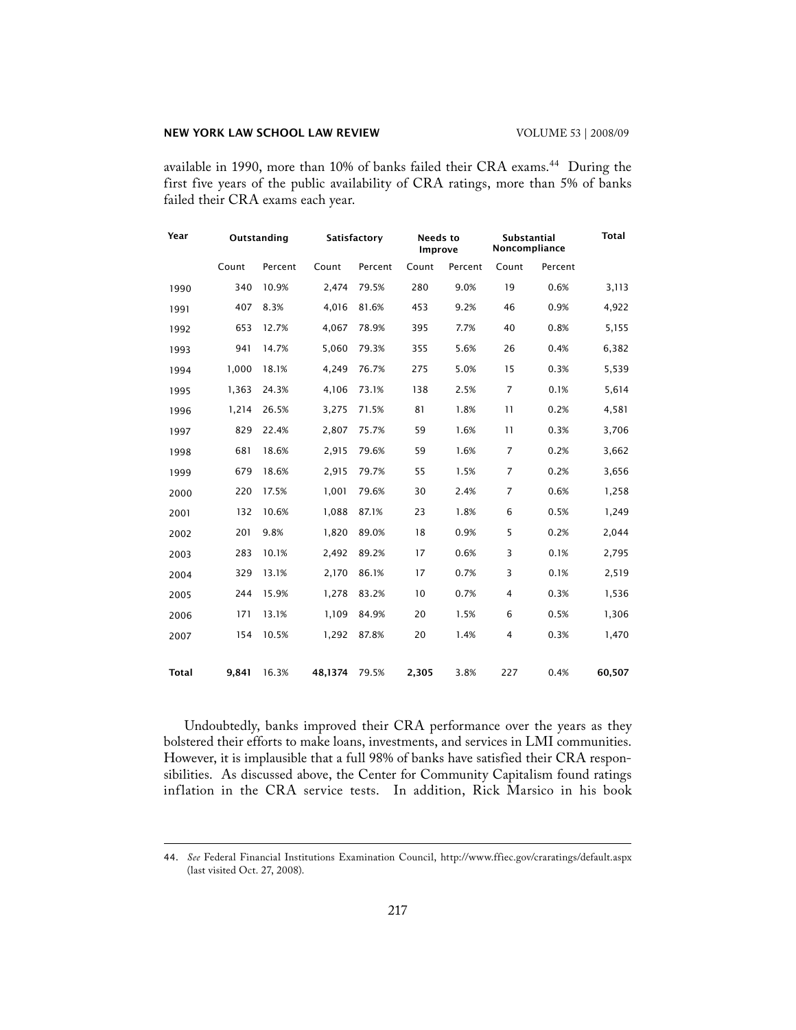available in 1990, more than 10% of banks failed their CRA exams.[44] During the first five years of the public availability of CRA ratings, more than 5% of banks failed their CRA exams each year.

| Year | Outstanding | | Satisfactory | | Needs to Improve | | Substantial Noncompliance | | Total |
|---|---|---|---|---|---|---|---|---|---|
| | Count | Percent | Count | Percent | Count | Percent | Count | Percent | |
| 1990 | 340 | 10.9% | 2,474 | 79.5% | 280 | 9.0% | 19 | 0.6% | 3,113 |
| 1991 | 407 | 8.3% | 4,016 | 81.6% | 453 | 9.2% | 46 | 0.9% | 4,922 |
| 1992 | 653 | 12.7% | 4,067 | 78.9% | 395 | 7.7% | 40 | 0.8% | 5,155 |
| 1993 | 941 | 14.7% | 5,060 | 79.3% | 355 | 5.6% | 26 | 0.4% | 6,382 |
| 1994 | 1,000 | 18.1% | 4,249 | 76.7% | 275 | 5.0% | 15 | 0.3% | 5,539 |
| 1995 | 1,363 | 24.3% | 4,106 | 73.1% | 138 | 2.5% | 7 | 0.1% | 5,614 |
| 1996 | 1,214 | 26.5% | 3,275 | 71.5% | 81 | 1.8% | 11 | 0.2% | 4,581 |
| 1997 | 829 | 22.4% | 2,807 | 75.7% | 59 | 1.6% | 11 | 0.3% | 3,706 |
| 1998 | 681 | 18.6% | 2,915 | 79.6% | 59 | 1.6% | 7 | 0.2% | 3,662 |
| 1999 | 679 | 18.6% | 2,915 | 79.7% | 55 | 1.5% | 7 | 0.2% | 3,656 |
| 2000 | 220 | 17.5% | 1,001 | 79.6% | 30 | 2.4% | 7 | 0.6% | 1,258 |
| 2001 | 132 | 10.6% | 1,088 | 87.1% | 23 | 1.8% | 6 | 0.5% | 1,249 |
| 2002 | 201 | 9.8% | 1,820 | 89.0% | 18 | 0.9% | 5 | 0.2% | 2,044 |
| 2003 | 283 | 10.1% | 2,492 | 89.2% | 17 | 0.6% | 3 | 0.1% | 2,795 |
| 2004 | 329 | 13.1% | 2,170 | 86.1% | 17 | 0.7% | 3 | 0.1% | 2,519 |
| 2005 | 244 | 15.9% | 1,278 | 83.2% | 10 | 0.7% | 4 | 0.3% | 1,536 |
| 2006 | 171 | 13.1% | 1,109 | 84.9% | 20 | 1.5% | 6 | 0.5% | 1,306 |
| 2007 | 154 | 10.5% | 1,292 | 87.8% | 20 | 1.4% | 4 | 0.3% | 1,470 |
| **Total** | **9,841** | 16.3% | **48,1374** | 79.5% | **2,305** | 3.8% | 227 | 0.4% | **60,507** |

Undoubtedly, banks improved their CRA performance over the years as they bolstered their efforts to make loans, investments, and services in LMI communities. However, it is implausible that a full 98% of banks have satisfied their CRA responsibilities. As discussed above, the Center for Community Capitalism found ratings inflation in the CRA service tests. In addition, Rick Marsico in his book

44. *See* Federal Financial Institutions Examination Council, http://www.ffiec.gov/craratings/default.aspx (last visited Oct. 27, 2008).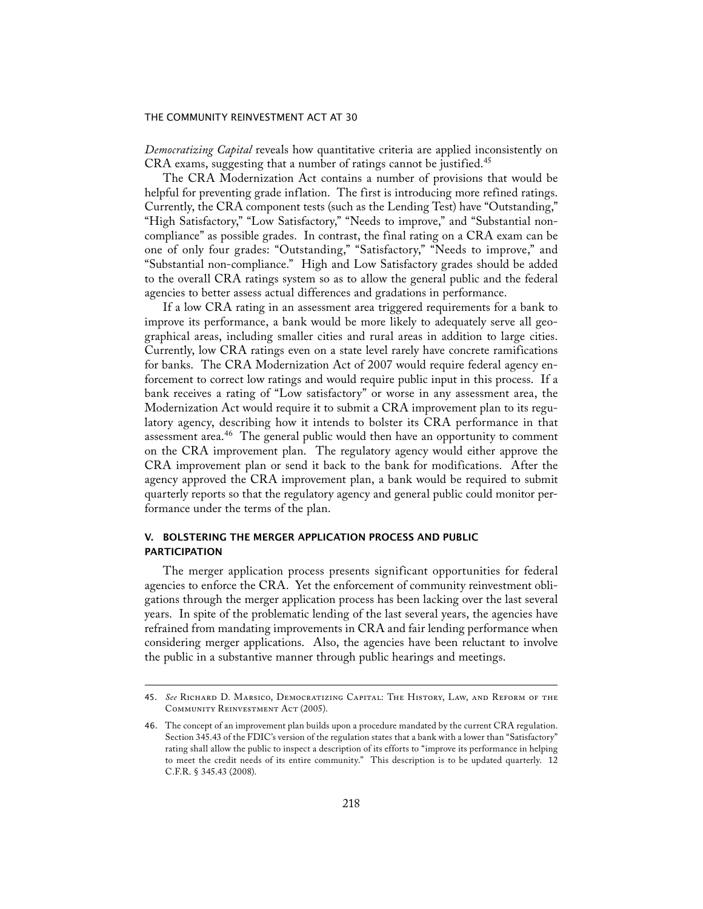*Democratizing Capital* reveals how quantitative criteria are applied inconsistently on CRA exams, suggesting that a number of ratings cannot be justified.[45]

The CRA Modernization Act contains a number of provisions that would be helpful for preventing grade inflation. The first is introducing more refined ratings. Currently, the CRA component tests (such as the Lending Test) have "Outstanding," "High Satisfactory," "Low Satisfactory," "Needs to improve," and "Substantial non-compliance" as possible grades. In contrast, the final rating on a CRA exam can be one of only four grades: "Outstanding," "Satisfactory," "Needs to improve," and "Substantial non-compliance." High and Low Satisfactory grades should be added to the overall CRA ratings system so as to allow the general public and the federal agencies to better assess actual differences and gradations in performance.

If a low CRA rating in an assessment area triggered requirements for a bank to improve its performance, a bank would be more likely to adequately serve all geographical areas, including smaller cities and rural areas in addition to large cities. Currently, low CRA ratings even on a state level rarely have concrete ramifications for banks. The CRA Modernization Act of 2007 would require federal agency enforcement to correct low ratings and would require public input in this process. If a bank receives a rating of "Low satisfactory" or worse in any assessment area, the Modernization Act would require it to submit a CRA improvement plan to its regulatory agency, describing how it intends to bolster its CRA performance in that assessment area.[46] The general public would then have an opportunity to comment on the CRA improvement plan. The regulatory agency would either approve the CRA improvement plan or send it back to the bank for modifications. After the agency approved the CRA improvement plan, a bank would be required to submit quarterly reports so that the regulatory agency and general public could monitor performance under the terms of the plan.

## V. BOLSTERING THE MERGER APPLICATION PROCESS AND PUBLIC PARTICIPATION

The merger application process presents significant opportunities for federal agencies to enforce the CRA. Yet the enforcement of community reinvestment obligations through the merger application process has been lacking over the last several years. In spite of the problematic lending of the last several years, the agencies have refrained from mandating improvements in CRA and fair lending performance when considering merger applications. Also, the agencies have been reluctant to involve the public in a substantive manner through public hearings and meetings.

---

45. *See* Richard D. Marsico, Democratizing Capital: The History, Law, and Reform of the Community Reinvestment Act (2005).

46. The concept of an improvement plan builds upon a procedure mandated by the current CRA regulation. Section 345.43 of the FDIC's version of the regulation states that a bank with a lower than "Satisfactory" rating shall allow the public to inspect a description of its efforts to "improve its performance in helping to meet the credit needs of its entire community." This description is to be updated quarterly. 12 C.F.R. § 345.43 (2008).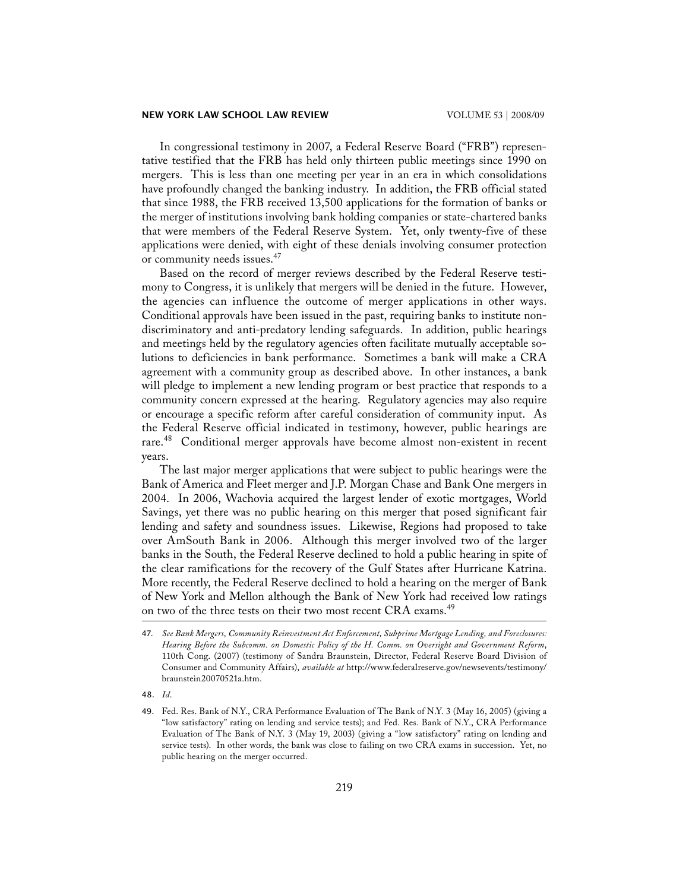In congressional testimony in 2007, a Federal Reserve Board ("FRB") representative testified that the FRB has held only thirteen public meetings since 1990 on mergers. This is less than one meeting per year in an era in which consolidations have profoundly changed the banking industry. In addition, the FRB official stated that since 1988, the FRB received 13,500 applications for the formation of banks or the merger of institutions involving bank holding companies or state-chartered banks that were members of the Federal Reserve System. Yet, only twenty-five of these applications were denied, with eight of these denials involving consumer protection or community needs issues.[47]

Based on the record of merger reviews described by the Federal Reserve testimony to Congress, it is unlikely that mergers will be denied in the future. However, the agencies can influence the outcome of merger applications in other ways. Conditional approvals have been issued in the past, requiring banks to institute non-discriminatory and anti-predatory lending safeguards. In addition, public hearings and meetings held by the regulatory agencies often facilitate mutually acceptable solutions to deficiencies in bank performance. Sometimes a bank will make a CRA agreement with a community group as described above. In other instances, a bank will pledge to implement a new lending program or best practice that responds to a community concern expressed at the hearing. Regulatory agencies may also require or encourage a specific reform after careful consideration of community input. As the Federal Reserve official indicated in testimony, however, public hearings are rare.[48] Conditional merger approvals have become almost non-existent in recent years.

The last major merger applications that were subject to public hearings were the Bank of America and Fleet merger and J.P. Morgan Chase and Bank One mergers in 2004. In 2006, Wachovia acquired the largest lender of exotic mortgages, World Savings, yet there was no public hearing on this merger that posed significant fair lending and safety and soundness issues. Likewise, Regions had proposed to take over AmSouth Bank in 2006. Although this merger involved two of the larger banks in the South, the Federal Reserve declined to hold a public hearing in spite of the clear ramifications for the recovery of the Gulf States after Hurricane Katrina. More recently, the Federal Reserve declined to hold a hearing on the merger of Bank of New York and Mellon although the Bank of New York had received low ratings on two of the three tests on their two most recent CRA exams.[49]

---

47. *See Bank Mergers, Community Reinvestment Act Enforcement, Subprime Mortgage Lending, and Foreclosures: Hearing Before the Subcomm. on Domestic Policy of the H. Comm. on Oversight and Government Reform*, 110th Cong. (2007) (testimony of Sandra Braunstein, Director, Federal Reserve Board Division of Consumer and Community Affairs), *available at* http://www.federalreserve.gov/newsevents/testimony/braunstein20070521a.htm.

48. *Id*.

49. Fed. Res. Bank of N.Y., CRA Performance Evaluation of The Bank of N.Y. 3 (May 16, 2005) (giving a "low satisfactory" rating on lending and service tests); and Fed. Res. Bank of N.Y., CRA Performance Evaluation of The Bank of N.Y. 3 (May 19, 2003) (giving a "low satisfactory" rating on lending and service tests). In other words, the bank was close to failing on two CRA exams in succession. Yet, no public hearing on the merger occurred.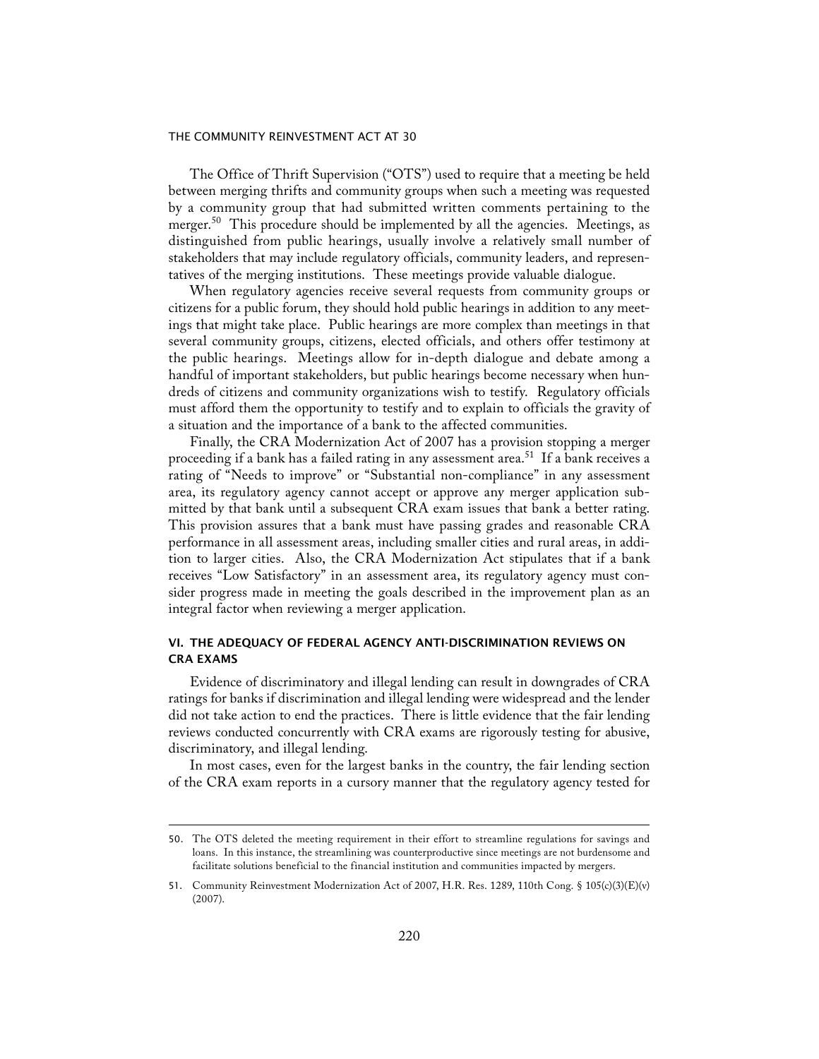The Office of Thrift Supervision ("OTS") used to require that a meeting be held between merging thrifts and community groups when such a meeting was requested by a community group that had submitted written comments pertaining to the merger.[50] This procedure should be implemented by all the agencies. Meetings, as distinguished from public hearings, usually involve a relatively small number of stakeholders that may include regulatory officials, community leaders, and representatives of the merging institutions. These meetings provide valuable dialogue.

When regulatory agencies receive several requests from community groups or citizens for a public forum, they should hold public hearings in addition to any meetings that might take place. Public hearings are more complex than meetings in that several community groups, citizens, elected officials, and others offer testimony at the public hearings. Meetings allow for in-depth dialogue and debate among a handful of important stakeholders, but public hearings become necessary when hundreds of citizens and community organizations wish to testify. Regulatory officials must afford them the opportunity to testify and to explain to officials the gravity of a situation and the importance of a bank to the affected communities.

Finally, the CRA Modernization Act of 2007 has a provision stopping a merger proceeding if a bank has a failed rating in any assessment area.[51] If a bank receives a rating of "Needs to improve" or "Substantial non-compliance" in any assessment area, its regulatory agency cannot accept or approve any merger application submitted by that bank until a subsequent CRA exam issues that bank a better rating. This provision assures that a bank must have passing grades and reasonable CRA performance in all assessment areas, including smaller cities and rural areas, in addition to larger cities. Also, the CRA Modernization Act stipulates that if a bank receives "Low Satisfactory" in an assessment area, its regulatory agency must consider progress made in meeting the goals described in the improvement plan as an integral factor when reviewing a merger application.

## VI. THE ADEQUACY OF FEDERAL AGENCY ANTI-DISCRIMINATION REVIEWS ON CRA EXAMS

Evidence of discriminatory and illegal lending can result in downgrades of CRA ratings for banks if discrimination and illegal lending were widespread and the lender did not take action to end the practices. There is little evidence that the fair lending reviews conducted concurrently with CRA exams are rigorously testing for abusive, discriminatory, and illegal lending.

In most cases, even for the largest banks in the country, the fair lending section of the CRA exam reports in a cursory manner that the regulatory agency tested for

---

50. The OTS deleted the meeting requirement in their effort to streamline regulations for savings and loans. In this instance, the streamlining was counterproductive since meetings are not burdensome and facilitate solutions beneficial to the financial institution and communities impacted by mergers.

51. Community Reinvestment Modernization Act of 2007, H.R. Res. 1289, 110th Cong. § 105(c)(3)(E)(v) (2007).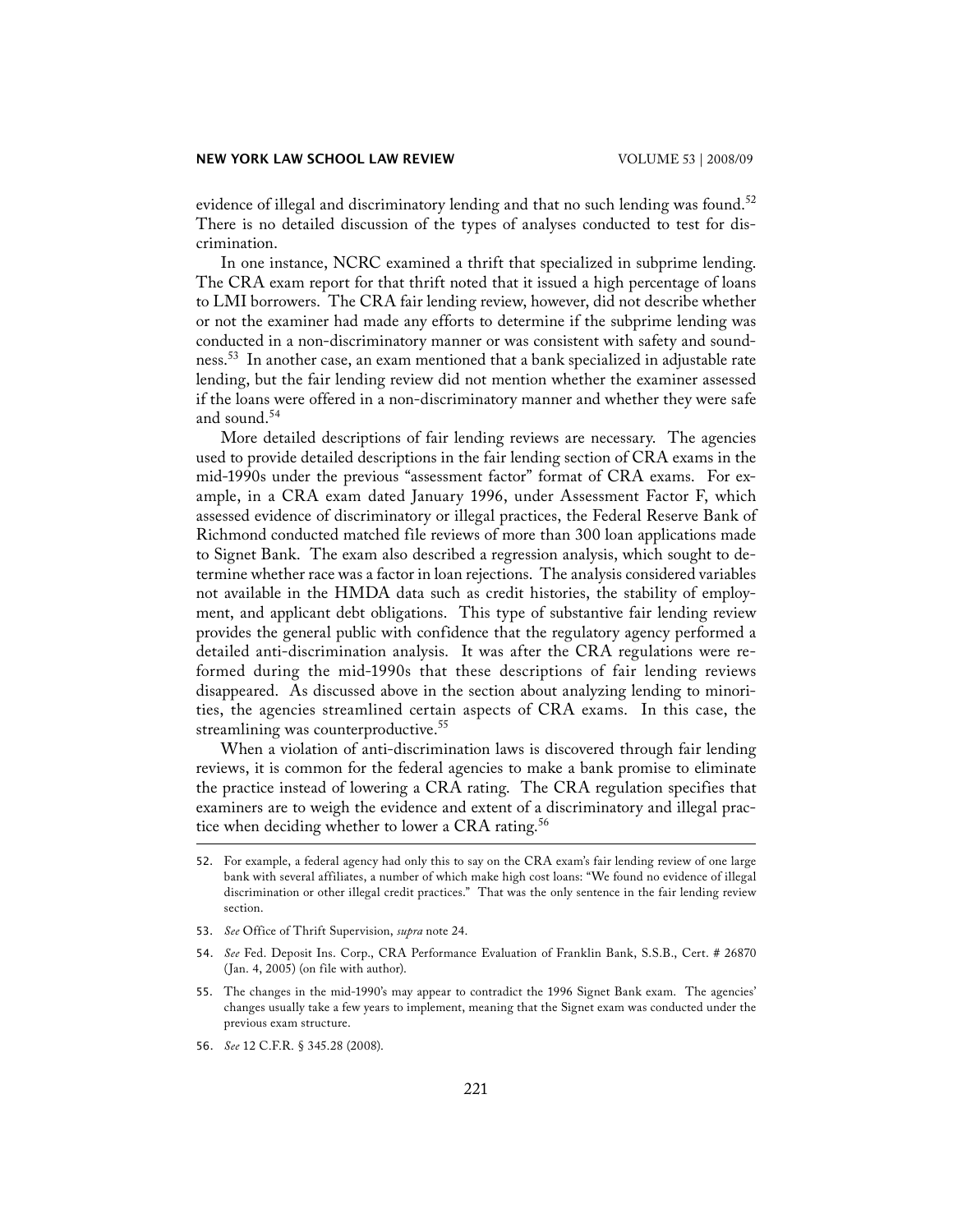evidence of illegal and discriminatory lending and that no such lending was found.[52] There is no detailed discussion of the types of analyses conducted to test for discrimination.

In one instance, NCRC examined a thrift that specialized in subprime lending. The CRA exam report for that thrift noted that it issued a high percentage of loans to LMI borrowers. The CRA fair lending review, however, did not describe whether or not the examiner had made any efforts to determine if the subprime lending was conducted in a non-discriminatory manner or was consistent with safety and soundness.[53] In another case, an exam mentioned that a bank specialized in adjustable rate lending, but the fair lending review did not mention whether the examiner assessed if the loans were offered in a non-discriminatory manner and whether they were safe and sound.[54]

More detailed descriptions of fair lending reviews are necessary. The agencies used to provide detailed descriptions in the fair lending section of CRA exams in the mid-1990s under the previous "assessment factor" format of CRA exams. For example, in a CRA exam dated January 1996, under Assessment Factor F, which assessed evidence of discriminatory or illegal practices, the Federal Reserve Bank of Richmond conducted matched file reviews of more than 300 loan applications made to Signet Bank. The exam also described a regression analysis, which sought to determine whether race was a factor in loan rejections. The analysis considered variables not available in the HMDA data such as credit histories, the stability of employment, and applicant debt obligations. This type of substantive fair lending review provides the general public with confidence that the regulatory agency performed a detailed anti-discrimination analysis. It was after the CRA regulations were reformed during the mid-1990s that these descriptions of fair lending reviews disappeared. As discussed above in the section about analyzing lending to minorities, the agencies streamlined certain aspects of CRA exams. In this case, the streamlining was counterproductive.[55]

When a violation of anti-discrimination laws is discovered through fair lending reviews, it is common for the federal agencies to make a bank promise to eliminate the practice instead of lowering a CRA rating. The CRA regulation specifies that examiners are to weigh the evidence and extent of a discriminatory and illegal practice when deciding whether to lower a CRA rating.[56]

---

52. For example, a federal agency had only this to say on the CRA exam's fair lending review of one large bank with several affiliates, a number of which make high cost loans: "We found no evidence of illegal discrimination or other illegal credit practices." That was the only sentence in the fair lending review section.

53. *See* Office of Thrift Supervision, *supra* note 24.

54. *See* Fed. Deposit Ins. Corp., CRA Performance Evaluation of Franklin Bank, S.S.B., Cert. # 26870 (Jan. 4, 2005) (on file with author).

55. The changes in the mid-1990's may appear to contradict the 1996 Signet Bank exam. The agencies' changes usually take a few years to implement, meaning that the Signet exam was conducted under the previous exam structure.

56. *See* 12 C.F.R. § 345.28 (2008).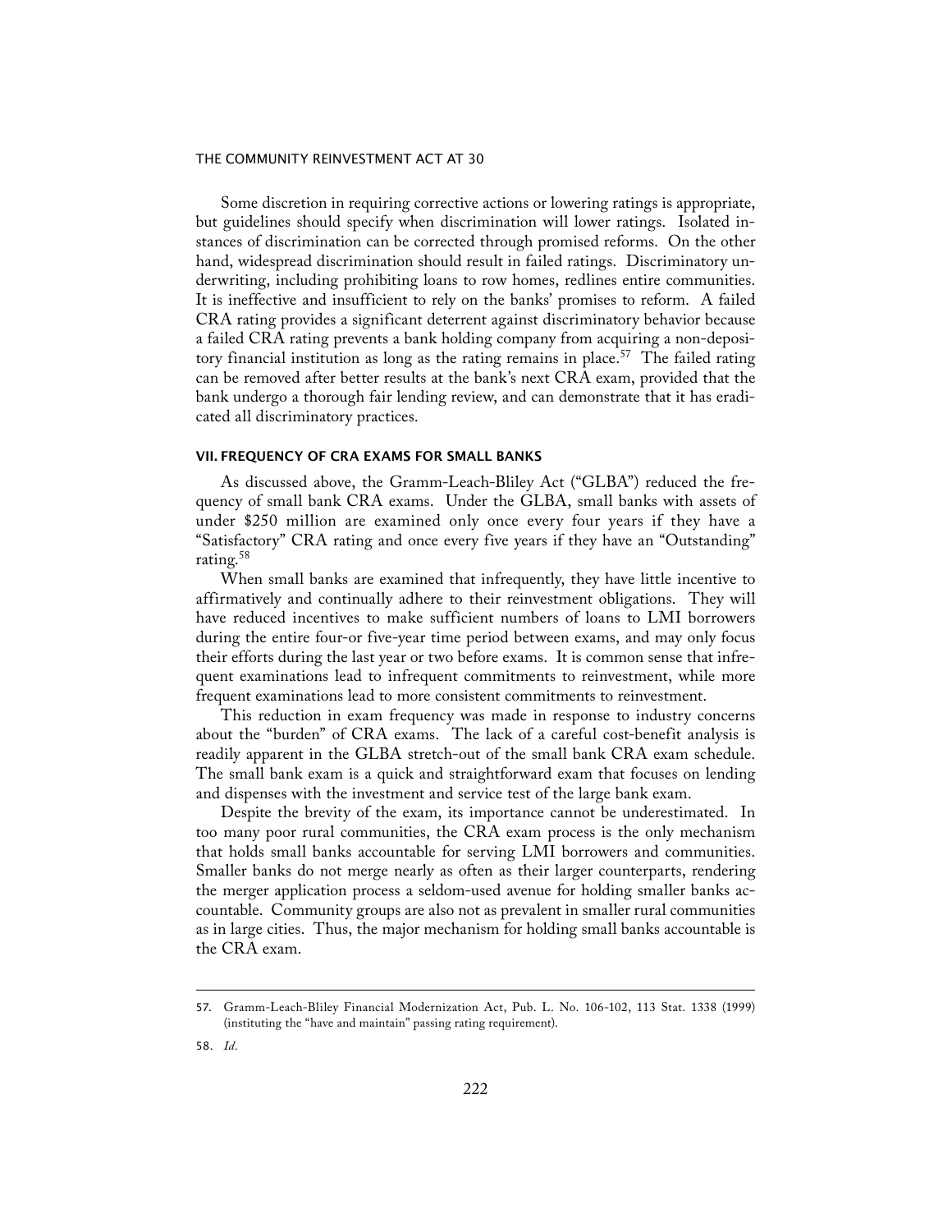Some discretion in requiring corrective actions or lowering ratings is appropriate, but guidelines should specify when discrimination will lower ratings. Isolated instances of discrimination can be corrected through promised reforms. On the other hand, widespread discrimination should result in failed ratings. Discriminatory underwriting, including prohibiting loans to row homes, redlines entire communities. It is ineffective and insufficient to rely on the banks' promises to reform. A failed CRA rating provides a significant deterrent against discriminatory behavior because a failed CRA rating prevents a bank holding company from acquiring a non-depository financial institution as long as the rating remains in place.[57] The failed rating can be removed after better results at the bank's next CRA exam, provided that the bank undergo a thorough fair lending review, and can demonstrate that it has eradicated all discriminatory practices.

## VII. FREQUENCY OF CRA EXAMS FOR SMALL BANKS

As discussed above, the Gramm-Leach-Bliley Act ("GLBA") reduced the frequency of small bank CRA exams. Under the GLBA, small banks with assets of under $250 million are examined only once every four years if they have a "Satisfactory" CRA rating and once every five years if they have an "Outstanding" rating.[58]

When small banks are examined that infrequently, they have little incentive to affirmatively and continually adhere to their reinvestment obligations. They will have reduced incentives to make sufficient numbers of loans to LMI borrowers during the entire four-or five-year time period between exams, and may only focus their efforts during the last year or two before exams. It is common sense that infrequent examinations lead to infrequent commitments to reinvestment, while more frequent examinations lead to more consistent commitments to reinvestment.

This reduction in exam frequency was made in response to industry concerns about the "burden" of CRA exams. The lack of a careful cost-benefit analysis is readily apparent in the GLBA stretch-out of the small bank CRA exam schedule. The small bank exam is a quick and straightforward exam that focuses on lending and dispenses with the investment and service test of the large bank exam.

Despite the brevity of the exam, its importance cannot be underestimated. In too many poor rural communities, the CRA exam process is the only mechanism that holds small banks accountable for serving LMI borrowers and communities. Smaller banks do not merge nearly as often as their larger counterparts, rendering the merger application process a seldom-used avenue for holding smaller banks accountable. Community groups are also not as prevalent in smaller rural communities as in large cities. Thus, the major mechanism for holding small banks accountable is the CRA exam.

---

57. Gramm-Leach-Bliley Financial Modernization Act, Pub. L. No. 106-102, 113 Stat. 1338 (1999) (instituting the "have and maintain" passing rating requirement).

58. *Id.*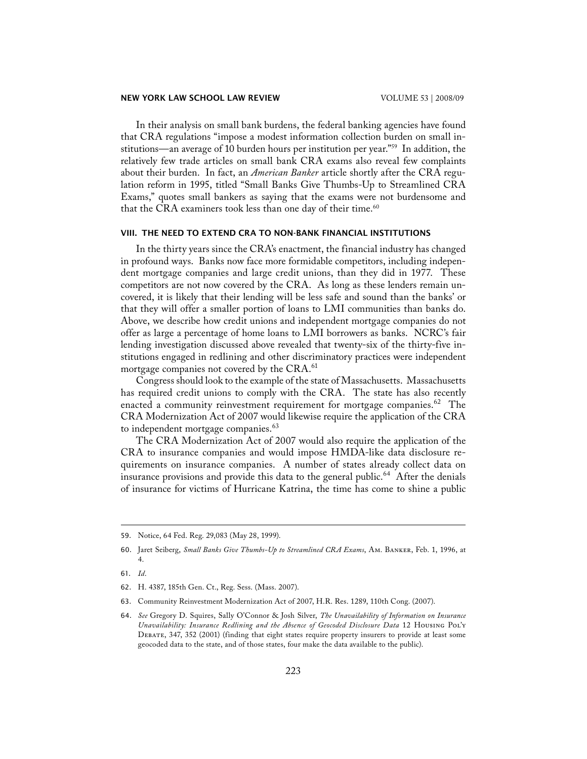In their analysis on small bank burdens, the federal banking agencies have found that CRA regulations "impose a modest information collection burden on small institutions—an average of 10 burden hours per institution per year."[59] In addition, the relatively few trade articles on small bank CRA exams also reveal few complaints about their burden. In fact, an *American Banker* article shortly after the CRA regulation reform in 1995, titled "Small Banks Give Thumbs-Up to Streamlined CRA Exams," quotes small bankers as saying that the exams were not burdensome and that the CRA examiners took less than one day of their time.[60]

## VIII. THE NEED TO EXTEND CRA TO NON-BANK FINANCIAL INSTITUTIONS

In the thirty years since the CRA's enactment, the financial industry has changed in profound ways. Banks now face more formidable competitors, including independent mortgage companies and large credit unions, than they did in 1977. These competitors are not now covered by the CRA. As long as these lenders remain uncovered, it is likely that their lending will be less safe and sound than the banks' or that they will offer a smaller portion of loans to LMI communities than banks do. Above, we describe how credit unions and independent mortgage companies do not offer as large a percentage of home loans to LMI borrowers as banks. NCRC's fair lending investigation discussed above revealed that twenty-six of the thirty-five institutions engaged in redlining and other discriminatory practices were independent mortgage companies not covered by the CRA.[61]

Congress should look to the example of the state of Massachusetts. Massachusetts has required credit unions to comply with the CRA. The state has also recently enacted a community reinvestment requirement for mortgage companies.[62] The CRA Modernization Act of 2007 would likewise require the application of the CRA to independent mortgage companies.[63]

The CRA Modernization Act of 2007 would also require the application of the CRA to insurance companies and would impose HMDA-like data disclosure requirements on insurance companies. A number of states already collect data on insurance provisions and provide this data to the general public.[64] After the denials of insurance for victims of Hurricane Katrina, the time has come to shine a public

---

59. Notice, 64 Fed. Reg. 29,083 (May 28, 1999).

60. Jaret Seiberg, *Small Banks Give Thumbs-Up to Streamlined CRA Exams*, Am. Banker, Feb. 1, 1996, at 4.

61. *Id*.

62. H. 4387, 185th Gen. Ct., Reg. Sess. (Mass. 2007).

63. Community Reinvestment Modernization Act of 2007, H.R. Res. 1289, 110th Cong. (2007).

64. *See* Gregory D. Squires, Sally O'Connor & Josh Silver, *The Unavailability of Information on Insurance Unavailability: Insurance Redlining and the Absence of Geocoded Disclosure Data* 12 Housing Pol'y Debate, 347, 352 (2001) (finding that eight states require property insurers to provide at least some geocoded data to the state, and of those states, four make the data available to the public).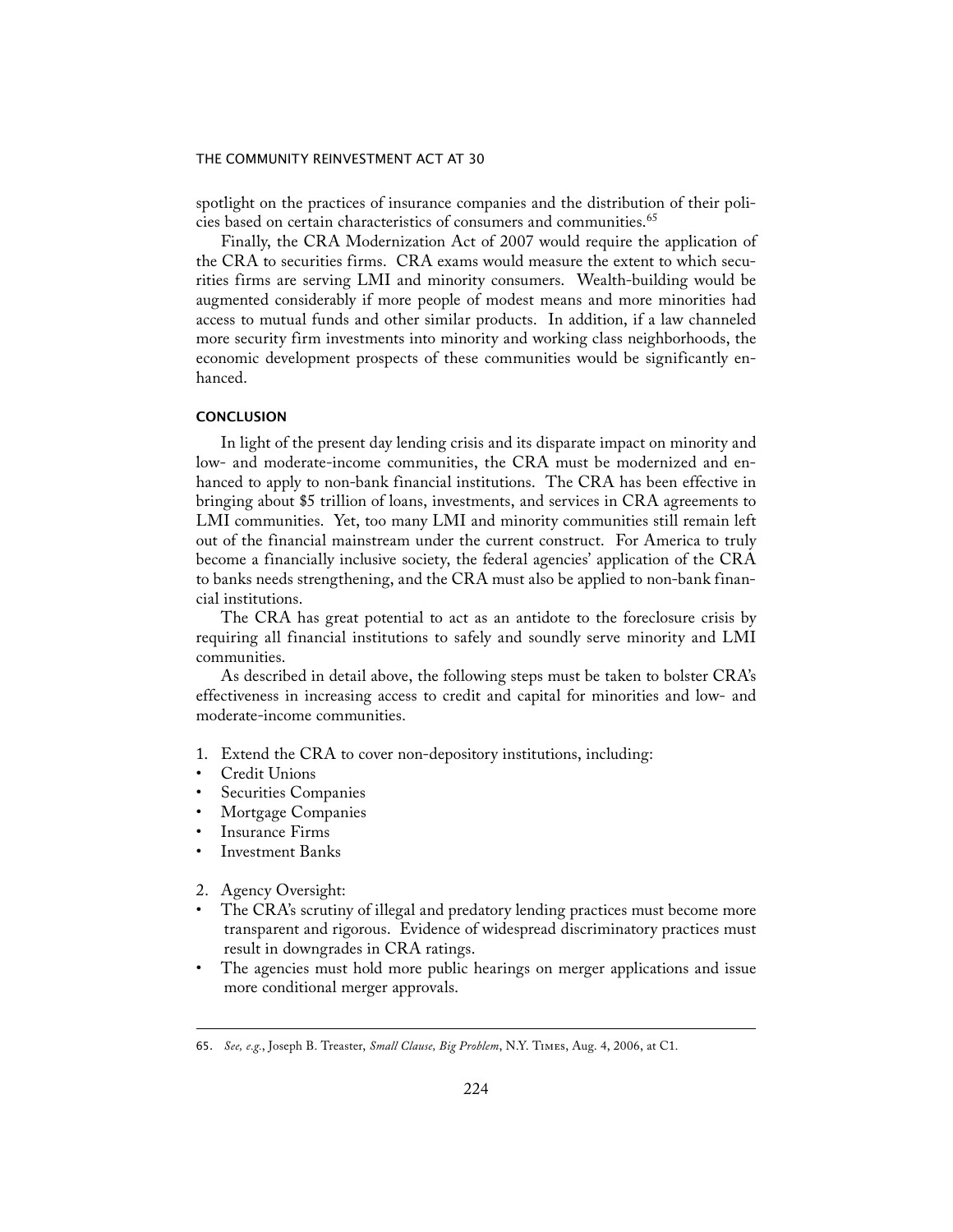spotlight on the practices of insurance companies and the distribution of their policies based on certain characteristics of consumers and communities.[65]

Finally, the CRA Modernization Act of 2007 would require the application of the CRA to securities firms. CRA exams would measure the extent to which securities firms are serving LMI and minority consumers. Wealth-building would be augmented considerably if more people of modest means and more minorities had access to mutual funds and other similar products. In addition, if a law channeled more security firm investments into minority and working class neighborhoods, the economic development prospects of these communities would be significantly enhanced.

## CONCLUSION

In light of the present day lending crisis and its disparate impact on minority and low- and moderate-income communities, the CRA must be modernized and enhanced to apply to non-bank financial institutions. The CRA has been effective in bringing about $5 trillion of loans, investments, and services in CRA agreements to LMI communities. Yet, too many LMI and minority communities still remain left out of the financial mainstream under the current construct. For America to truly become a financially inclusive society, the federal agencies' application of the CRA to banks needs strengthening, and the CRA must also be applied to non-bank financial institutions.

The CRA has great potential to act as an antidote to the foreclosure crisis by requiring all financial institutions to safely and soundly serve minority and LMI communities.

As described in detail above, the following steps must be taken to bolster CRA's effectiveness in increasing access to credit and capital for minorities and low- and moderate-income communities.

1. Extend the CRA to cover non-depository institutions, including:
   - Credit Unions
   - Securities Companies
   - Mortgage Companies
   - Insurance Firms
   - Investment Banks

2. Agency Oversight:
   - The CRA's scrutiny of illegal and predatory lending practices must become more transparent and rigorous. Evidence of widespread discriminatory practices must result in downgrades in CRA ratings.
   - The agencies must hold more public hearings on merger applications and issue more conditional merger approvals.

---

65. *See, e.g.*, Joseph B. Treaster, *Small Clause, Big Problem*, N.Y. Times, Aug. 4, 2006, at C1.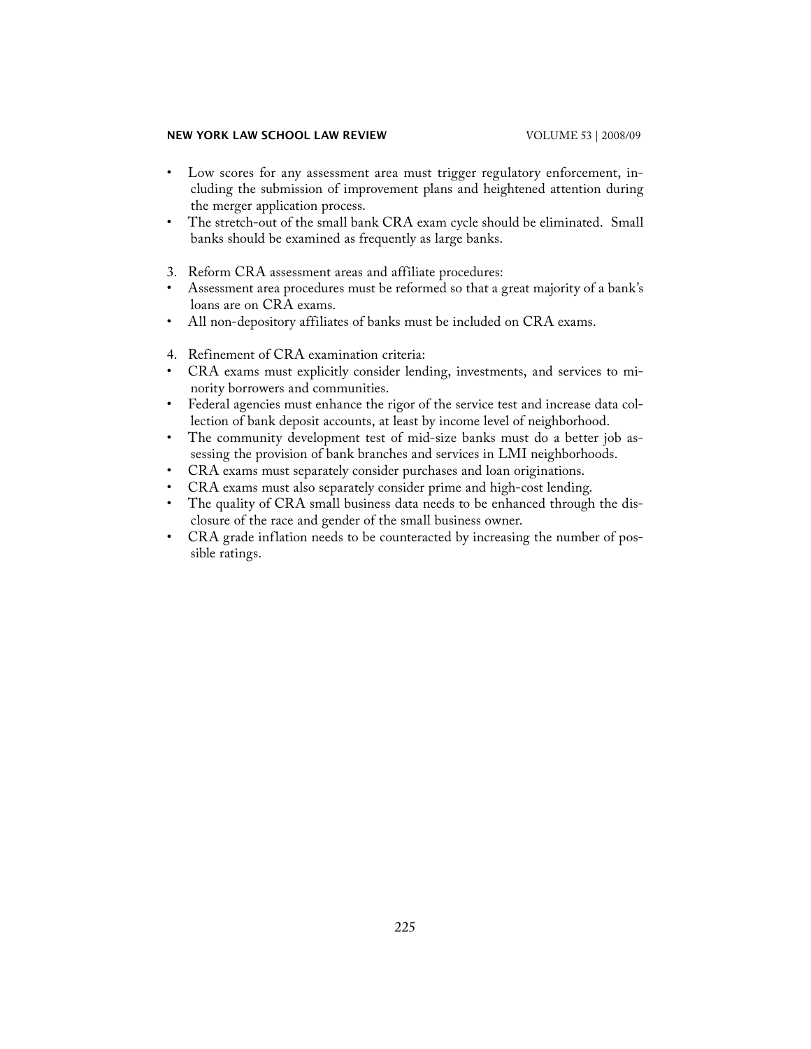- Low scores for any assessment area must trigger regulatory enforcement, including the submission of improvement plans and heightened attention during the merger application process.
- The stretch-out of the small bank CRA exam cycle should be eliminated. Small banks should be examined as frequently as large banks.

3. Reform CRA assessment areas and affiliate procedures:

- Assessment area procedures must be reformed so that a great majority of a bank's loans are on CRA exams.
- All non-depository affiliates of banks must be included on CRA exams.

4. Refinement of CRA examination criteria:

- CRA exams must explicitly consider lending, investments, and services to minority borrowers and communities.
- Federal agencies must enhance the rigor of the service test and increase data collection of bank deposit accounts, at least by income level of neighborhood.
- The community development test of mid-size banks must do a better job assessing the provision of bank branches and services in LMI neighborhoods.
- CRA exams must separately consider purchases and loan originations.
- CRA exams must also separately consider prime and high-cost lending.
- The quality of CRA small business data needs to be enhanced through the disclosure of the race and gender of the small business owner.
- CRA grade inflation needs to be counteracted by increasing the number of possible ratings.